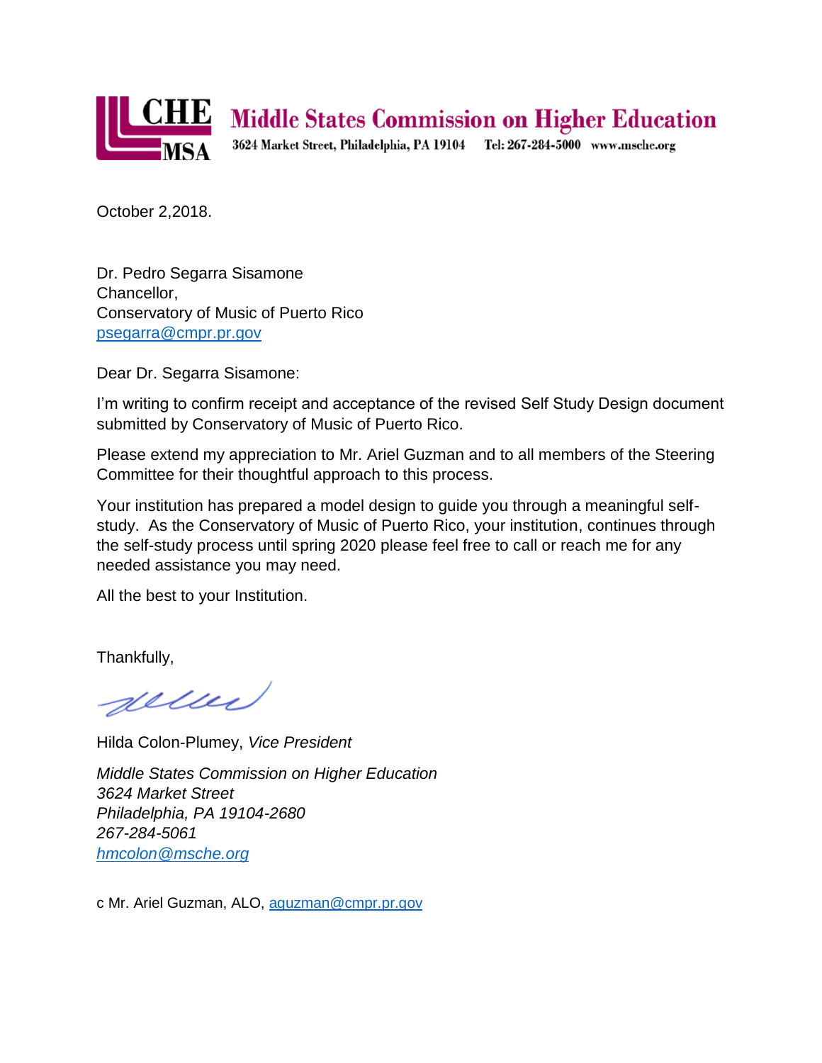**Middle States Commission on Higher Education**

3624 Market Street, Philadelphia, PA 19104 Tel: 267-284-5000 www.msche.org

October 2,2018.

Dr. Pedro Segarra Sisamone
Chancellor,
Conservatory of Music of Puerto Rico
psegarra@cmpr.pr.gov

Dear Dr. Segarra Sisamone:

I'm writing to confirm receipt and acceptance of the revised Self Study Design document submitted by Conservatory of Music of Puerto Rico.

Please extend my appreciation to Mr. Ariel Guzman and to all members of the Steering Committee for their thoughtful approach to this process.

Your institution has prepared a model design to guide you through a meaningful self-study. As the Conservatory of Music of Puerto Rico, your institution, continues through the self-study process until spring 2020 please feel free to call or reach me for any needed assistance you may need.

All the best to your Institution.

Thankfully,

Hilda Colon-Plumey, *Vice President*

*Middle States Commission on Higher Education*
*3624 Market Street*
*Philadelphia, PA 19104-2680*
*267-284-5061*
*hmcolon@msche.org*

c Mr. Ariel Guzman, ALO, aguzman@cmpr.pr.gov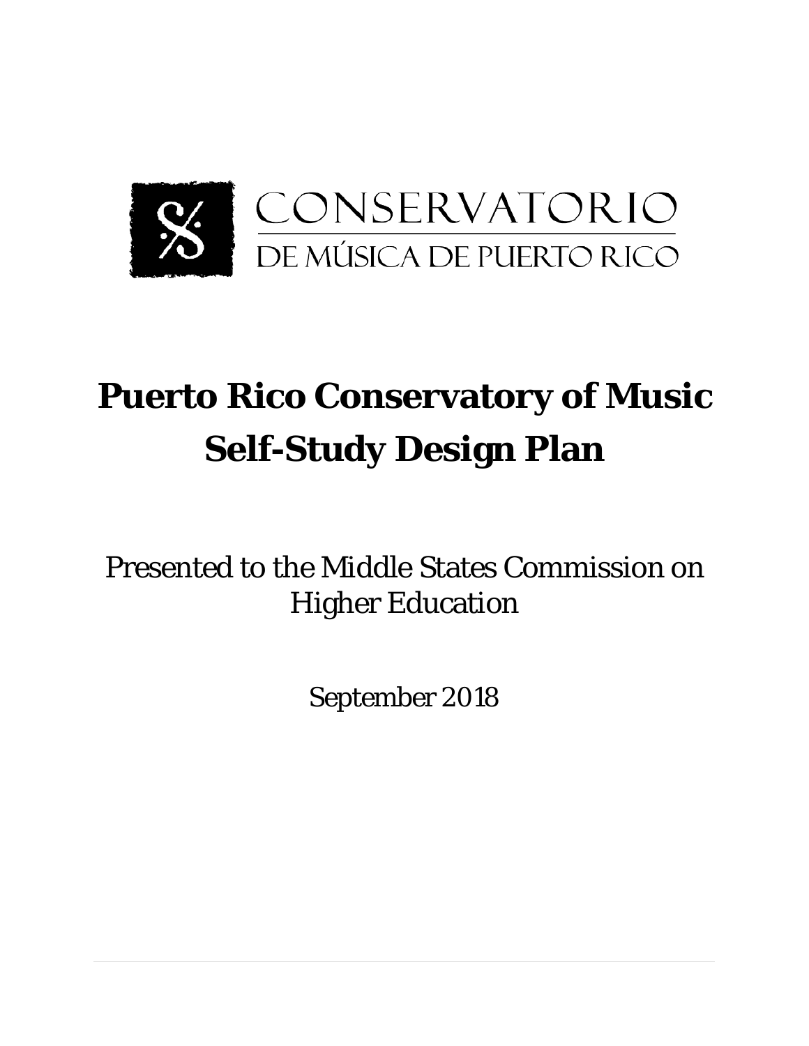CONSERVATORIO

DE MÚSICA DE PUERTO RICO

# Puerto Rico Conservatory of Music Self-Study Design Plan

Presented to the Middle States Commission on Higher Education

September 2018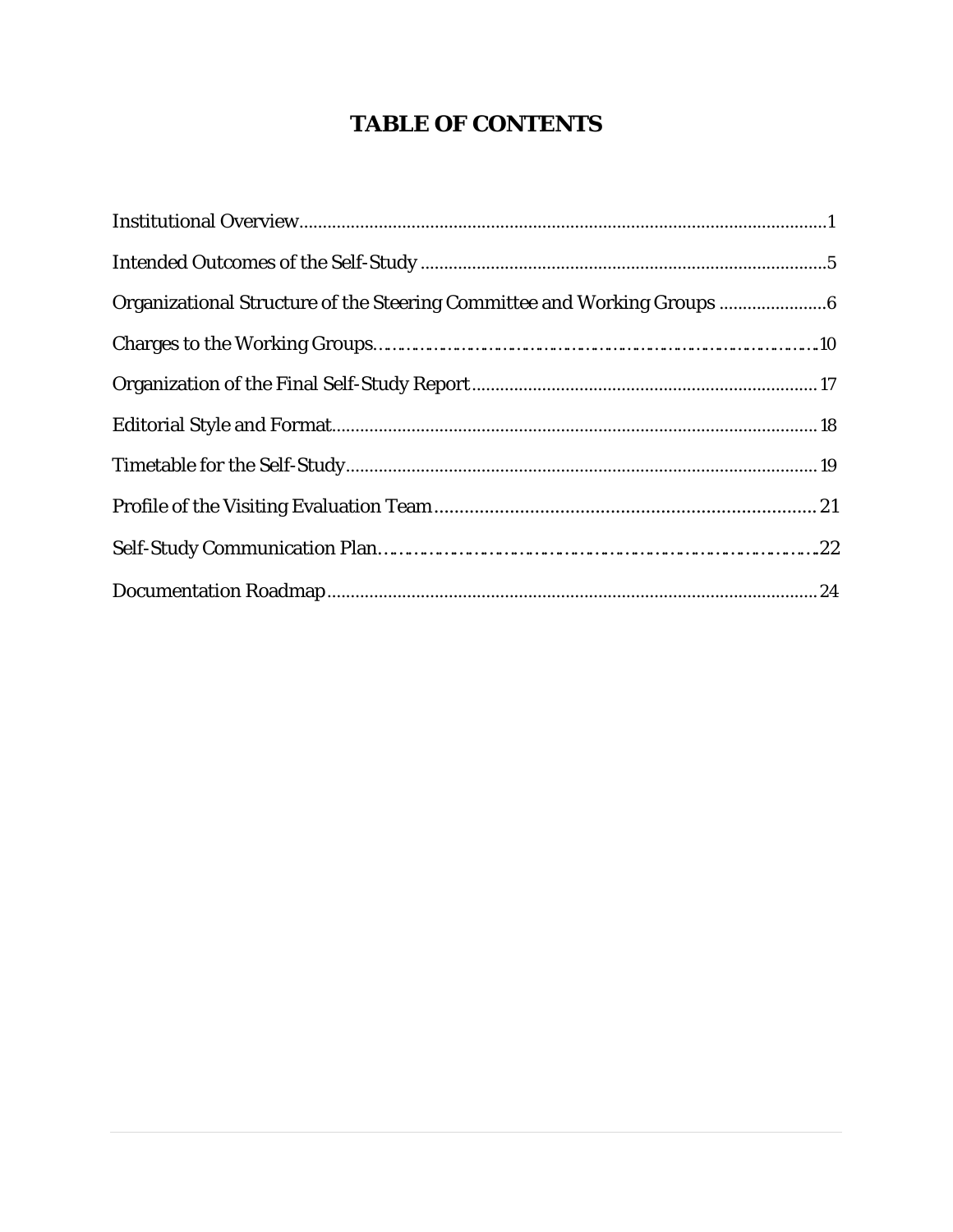# TABLE OF CONTENTS

Institutional Overview.................................................................................................................1

Intended Outcomes of the Self-Study ......................................................................................5

Organizational Structure of the Steering Committee and Working Groups .......................6

Charges to the Working Groups…………………………………………………………………10

Organization of the Final Self-Study Report.........................................................................17

Editorial Style and Format......................................................................................................18

Timetable for the Self-Study....................................................................................................19

Profile of the Visiting Evaluation Team..................................................................................21

Self-Study Communication Plan…………………………………………………………………22

Documentation Roadmap........................................................................................................24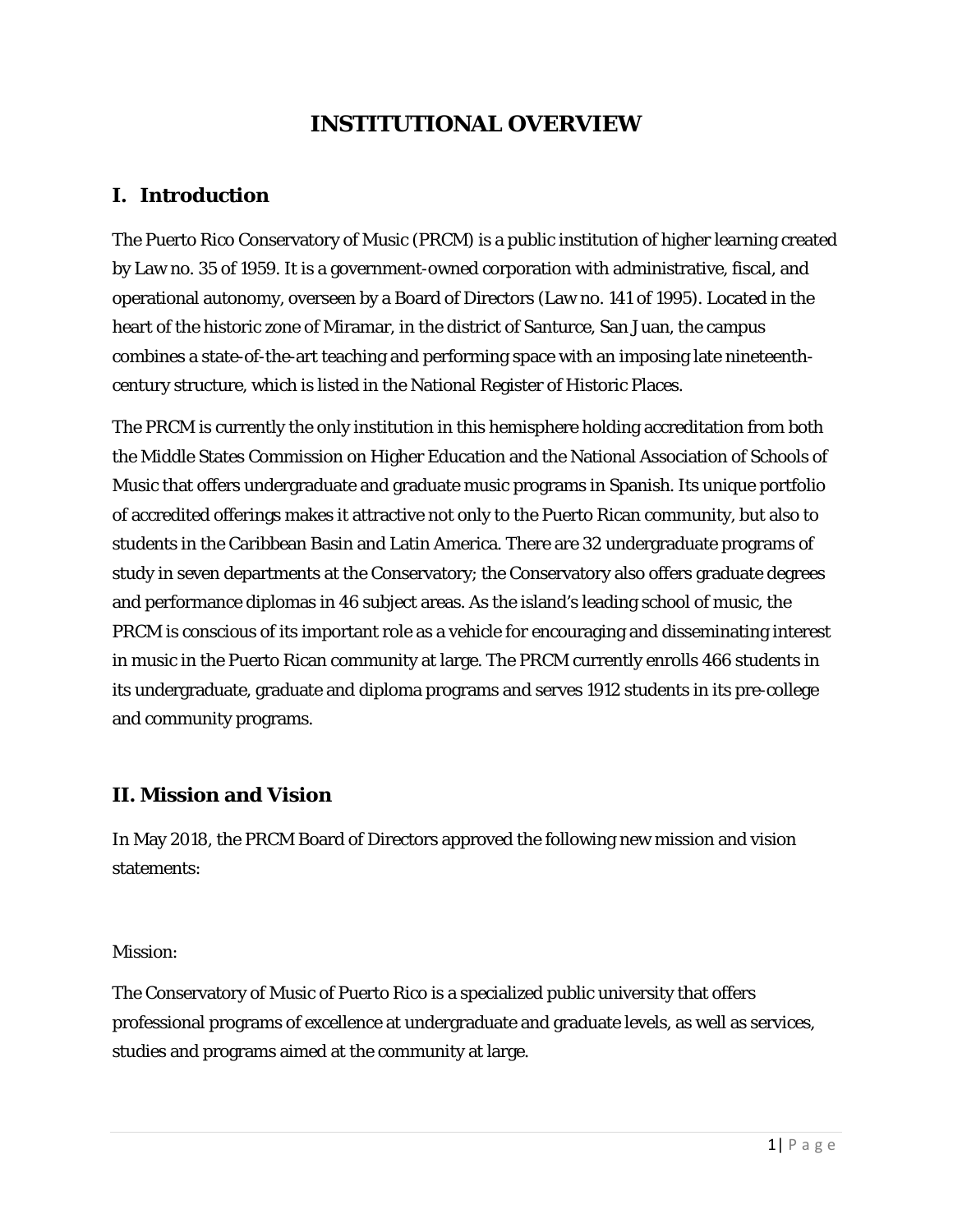# INSTITUTIONAL OVERVIEW

## I. Introduction

The Puerto Rico Conservatory of Music (PRCM) is a public institution of higher learning created by Law no. 35 of 1959. It is a government-owned corporation with administrative, fiscal, and operational autonomy, overseen by a Board of Directors (Law no. 141 of 1995). Located in the heart of the historic zone of Miramar, in the district of Santurce, San Juan, the campus combines a state-of-the-art teaching and performing space with an imposing late nineteenth-century structure, which is listed in the National Register of Historic Places.

The PRCM is currently the only institution in this hemisphere holding accreditation from both the Middle States Commission on Higher Education and the National Association of Schools of Music that offers undergraduate and graduate music programs in Spanish. Its unique portfolio of accredited offerings makes it attractive not only to the Puerto Rican community, but also to students in the Caribbean Basin and Latin America. There are 32 undergraduate programs of study in seven departments at the Conservatory; the Conservatory also offers graduate degrees and performance diplomas in 46 subject areas. As the island's leading school of music, the PRCM is conscious of its important role as a vehicle for encouraging and disseminating interest in music in the Puerto Rican community at large. The PRCM currently enrolls 466 students in its undergraduate, graduate and diploma programs and serves 1912 students in its pre-college and community programs.

## II. Mission and Vision

In May 2018, the PRCM Board of Directors approved the following new mission and vision statements:

Mission:

The Conservatory of Music of Puerto Rico is a specialized public university that offers professional programs of excellence at undergraduate and graduate levels, as well as services, studies and programs aimed at the community at large.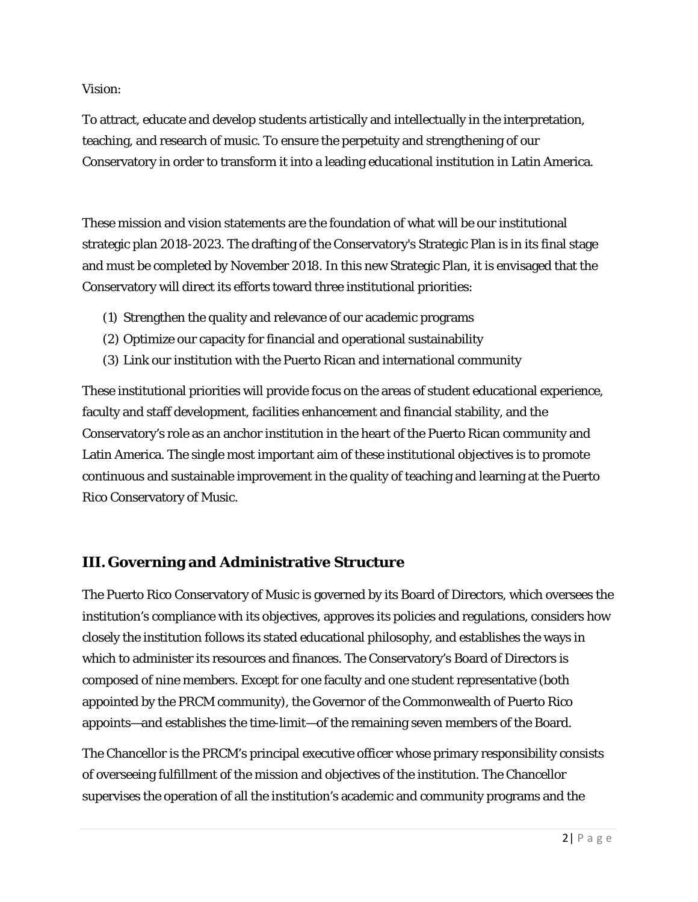Vision:

To attract, educate and develop students artistically and intellectually in the interpretation, teaching, and research of music. To ensure the perpetuity and strengthening of our Conservatory in order to transform it into a leading educational institution in Latin America.

These mission and vision statements are the foundation of what will be our institutional strategic plan 2018-2023. The drafting of the Conservatory's Strategic Plan is in its final stage and must be completed by November 2018. In this new Strategic Plan, it is envisaged that the Conservatory will direct its efforts toward three institutional priorities:

(1) Strengthen the quality and relevance of our academic programs
(2) Optimize our capacity for financial and operational sustainability
(3) Link our institution with the Puerto Rican and international community

These institutional priorities will provide focus on the areas of student educational experience, faculty and staff development, facilities enhancement and financial stability, and the Conservatory's role as an anchor institution in the heart of the Puerto Rican community and Latin America. The single most important aim of these institutional objectives is to promote continuous and sustainable improvement in the quality of teaching and learning at the Puerto Rico Conservatory of Music.

## III. Governing and Administrative Structure

The Puerto Rico Conservatory of Music is governed by its Board of Directors, which oversees the institution's compliance with its objectives, approves its policies and regulations, considers how closely the institution follows its stated educational philosophy, and establishes the ways in which to administer its resources and finances. The Conservatory's Board of Directors is composed of nine members. Except for one faculty and one student representative (both appointed by the PRCM community), the Governor of the Commonwealth of Puerto Rico appoints—and establishes the time-limit—of the remaining seven members of the Board.

The Chancellor is the PRCM's principal executive officer whose primary responsibility consists of overseeing fulfillment of the mission and objectives of the institution. The Chancellor supervises the operation of all the institution's academic and community programs and the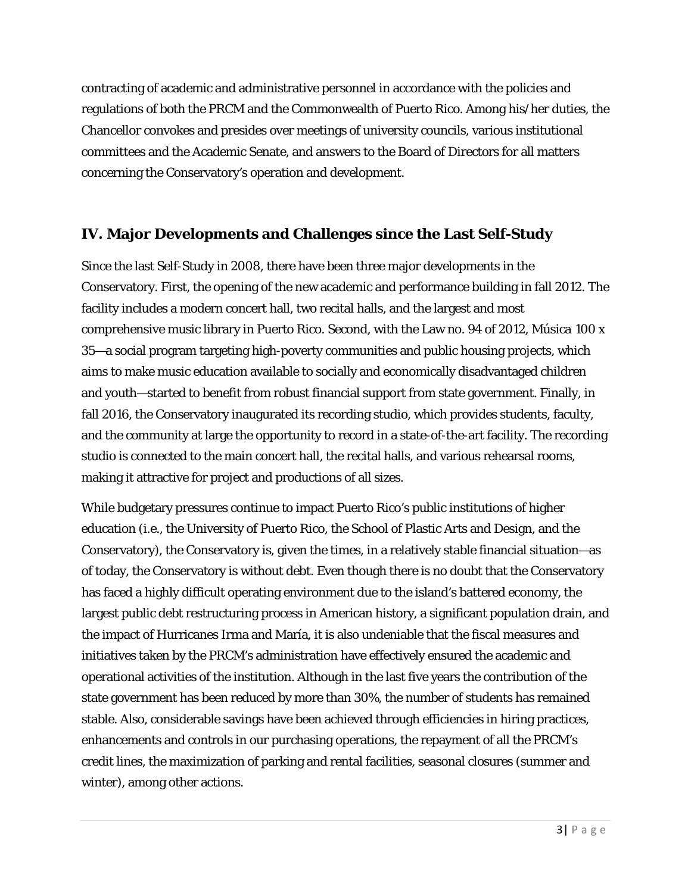contracting of academic and administrative personnel in accordance with the policies and regulations of both the PRCM and the Commonwealth of Puerto Rico. Among his/her duties, the Chancellor convokes and presides over meetings of university councils, various institutional committees and the Academic Senate, and answers to the Board of Directors for all matters concerning the Conservatory's operation and development.

## IV. Major Developments and Challenges since the Last Self-Study

Since the last Self-Study in 2008, there have been three major developments in the Conservatory. First, the opening of the new academic and performance building in fall 2012. The facility includes a modern concert hall, two recital halls, and the largest and most comprehensive music library in Puerto Rico. Second, with the Law no. 94 of 2012, Música 100 x 35—a social program targeting high-poverty communities and public housing projects, which aims to make music education available to socially and economically disadvantaged children and youth—started to benefit from robust financial support from state government. Finally, in fall 2016, the Conservatory inaugurated its recording studio, which provides students, faculty, and the community at large the opportunity to record in a state-of-the-art facility. The recording studio is connected to the main concert hall, the recital halls, and various rehearsal rooms, making it attractive for project and productions of all sizes.

While budgetary pressures continue to impact Puerto Rico's public institutions of higher education (i.e., the University of Puerto Rico, the School of Plastic Arts and Design, and the Conservatory), the Conservatory is, given the times, in a relatively stable financial situation—as of today, the Conservatory is without debt. Even though there is no doubt that the Conservatory has faced a highly difficult operating environment due to the island's battered economy, the largest public debt restructuring process in American history, a significant population drain, and the impact of Hurricanes Irma and María, it is also undeniable that the fiscal measures and initiatives taken by the PRCM's administration have effectively ensured the academic and operational activities of the institution. Although in the last five years the contribution of the state government has been reduced by more than 30%, the number of students has remained stable. Also, considerable savings have been achieved through efficiencies in hiring practices, enhancements and controls in our purchasing operations, the repayment of all the PRCM's credit lines, the maximization of parking and rental facilities, seasonal closures (summer and winter), among other actions.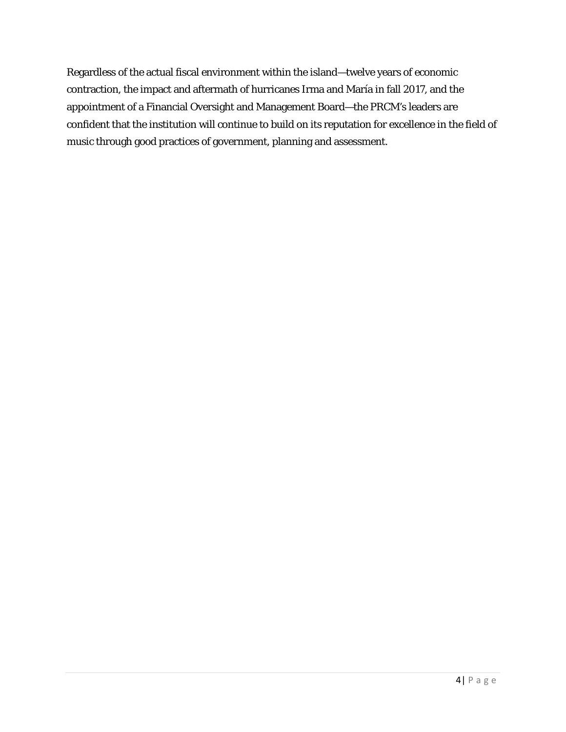Regardless of the actual fiscal environment within the island—twelve years of economic contraction, the impact and aftermath of hurricanes Irma and María in fall 2017, and the appointment of a Financial Oversight and Management Board—the PRCM's leaders are confident that the institution will continue to build on its reputation for excellence in the field of music through good practices of government, planning and assessment.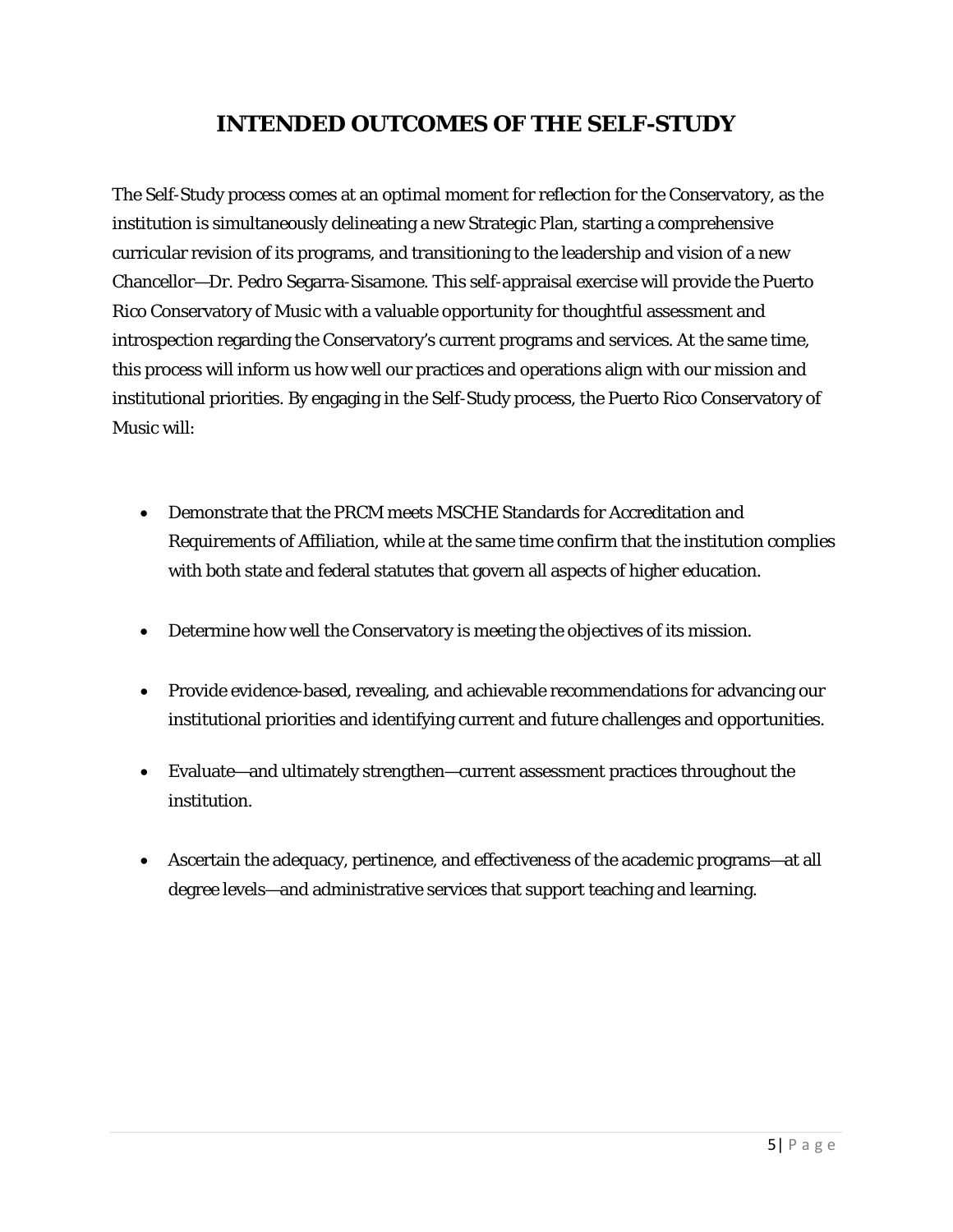# INTENDED OUTCOMES OF THE SELF-STUDY

The Self-Study process comes at an optimal moment for reflection for the Conservatory, as the institution is simultaneously delineating a new Strategic Plan, starting a comprehensive curricular revision of its programs, and transitioning to the leadership and vision of a new Chancellor—Dr. Pedro Segarra-Sisamone. This self-appraisal exercise will provide the Puerto Rico Conservatory of Music with a valuable opportunity for thoughtful assessment and introspection regarding the Conservatory's current programs and services. At the same time, this process will inform us how well our practices and operations align with our mission and institutional priorities. By engaging in the Self-Study process, the Puerto Rico Conservatory of Music will:

- Demonstrate that the PRCM meets MSCHE Standards for Accreditation and Requirements of Affiliation, while at the same time confirm that the institution complies with both state and federal statutes that govern all aspects of higher education.
- Determine how well the Conservatory is meeting the objectives of its mission.
- Provide evidence-based, revealing, and achievable recommendations for advancing our institutional priorities and identifying current and future challenges and opportunities.
- Evaluate—and ultimately strengthen—current assessment practices throughout the institution.
- Ascertain the adequacy, pertinence, and effectiveness of the academic programs—at all degree levels—and administrative services that support teaching and learning.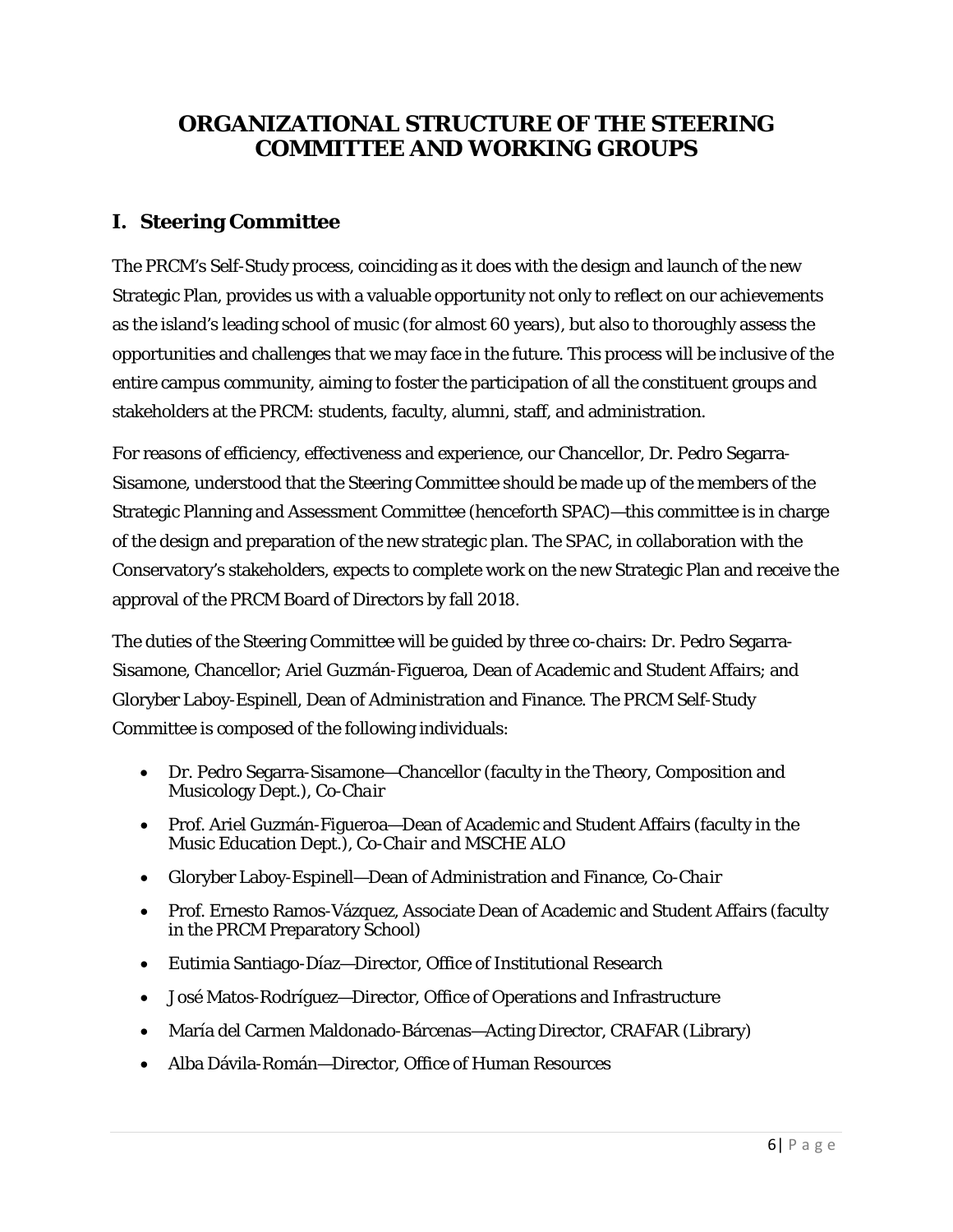# ORGANIZATIONAL STRUCTURE OF THE STEERING COMMITTEE AND WORKING GROUPS

## I. Steering Committee

The PRCM's Self-Study process, coinciding as it does with the design and launch of the new Strategic Plan, provides us with a valuable opportunity not only to reflect on our achievements as the island's leading school of music (for almost 60 years), but also to thoroughly assess the opportunities and challenges that we may face in the future. This process will be inclusive of the entire campus community, aiming to foster the participation of all the constituent groups and stakeholders at the PRCM: students, faculty, alumni, staff, and administration.

For reasons of efficiency, effectiveness and experience, our Chancellor, Dr. Pedro Segarra-Sisamone, understood that the Steering Committee should be made up of the members of the Strategic Planning and Assessment Committee (henceforth SPAC)—this committee is in charge of the design and preparation of the new strategic plan. The SPAC, in collaboration with the Conservatory's stakeholders, expects to complete work on the new Strategic Plan and receive the approval of the PRCM Board of Directors by fall 2018.

The duties of the Steering Committee will be guided by three co-chairs: Dr. Pedro Segarra-Sisamone, Chancellor; Ariel Guzmán-Figueroa, Dean of Academic and Student Affairs; and Gloryber Laboy-Espinell, Dean of Administration and Finance. The PRCM Self-Study Committee is composed of the following individuals:

- Dr. Pedro Segarra-Sisamone—Chancellor (faculty in the Theory, Composition and Musicology Dept.), *Co-Chair*
- Prof. Ariel Guzmán-Figueroa—Dean of Academic and Student Affairs (faculty in the Music Education Dept.), *Co-Chair and MSCHE ALO*
- Gloryber Laboy-Espinell—Dean of Administration and Finance, *Co-Chair*
- Prof. Ernesto Ramos-Vázquez, Associate Dean of Academic and Student Affairs (faculty in the PRCM Preparatory School)
- Eutimia Santiago-Díaz—Director, Office of Institutional Research
- José Matos-Rodríguez—Director, Office of Operations and Infrastructure
- María del Carmen Maldonado-Bárcenas—Acting Director, CRAFAR (Library)
- Alba Dávila-Román—Director, Office of Human Resources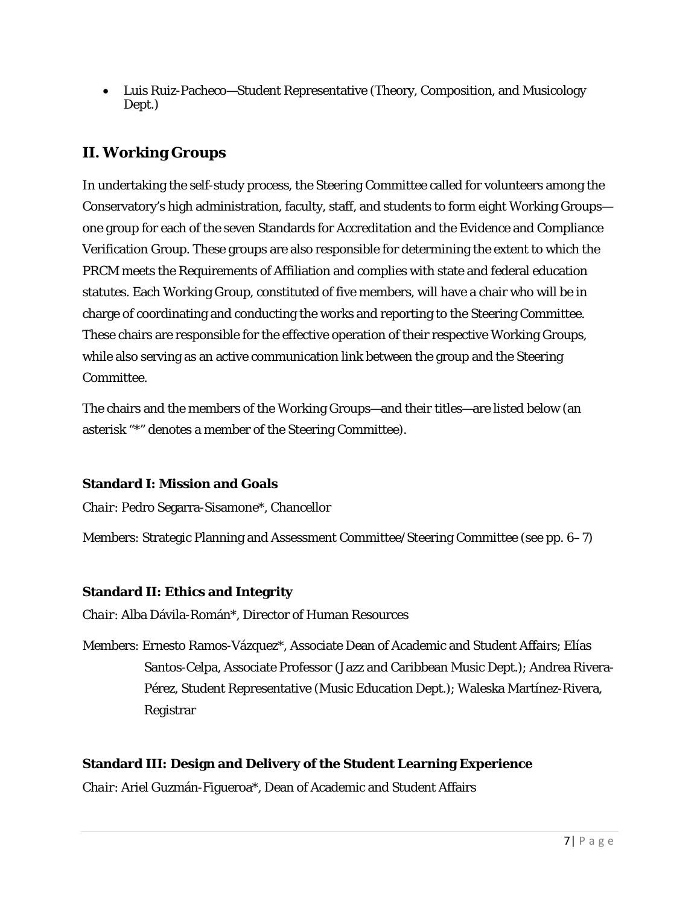- Luis Ruiz-Pacheco—Student Representative (Theory, Composition, and Musicology Dept.)

## II. Working Groups

In undertaking the self-study process, the Steering Committee called for volunteers among the Conservatory's high administration, faculty, staff, and students to form eight Working Groups—one group for each of the seven Standards for Accreditation and the Evidence and Compliance Verification Group. These groups are also responsible for determining the extent to which the PRCM meets the Requirements of Affiliation and complies with state and federal education statutes. Each Working Group, constituted of five members, will have a chair who will be in charge of coordinating and conducting the works and reporting to the Steering Committee. These chairs are responsible for the effective operation of their respective Working Groups, while also serving as an active communication link between the group and the Steering Committee.

The chairs and the members of the Working Groups—and their titles—are listed below (an asterisk "*" denotes a member of the Steering Committee).

### Standard I: Mission and Goals

*Chair*: Pedro Segarra-Sisamone*, Chancellor

Members: Strategic Planning and Assessment Committee/Steering Committee (see pp. 6–7)

### Standard II: Ethics and Integrity

*Chair*: Alba Dávila-Román*, Director of Human Resources

Members: Ernesto Ramos-Vázquez*, Associate Dean of Academic and Student Affairs; Elías Santos-Celpa, Associate Professor (Jazz and Caribbean Music Dept.); Andrea Rivera-Pérez, Student Representative (Music Education Dept.); Waleska Martínez-Rivera, Registrar

### Standard III: Design and Delivery of the Student Learning Experience

*Chair*: Ariel Guzmán-Figueroa*, Dean of Academic and Student Affairs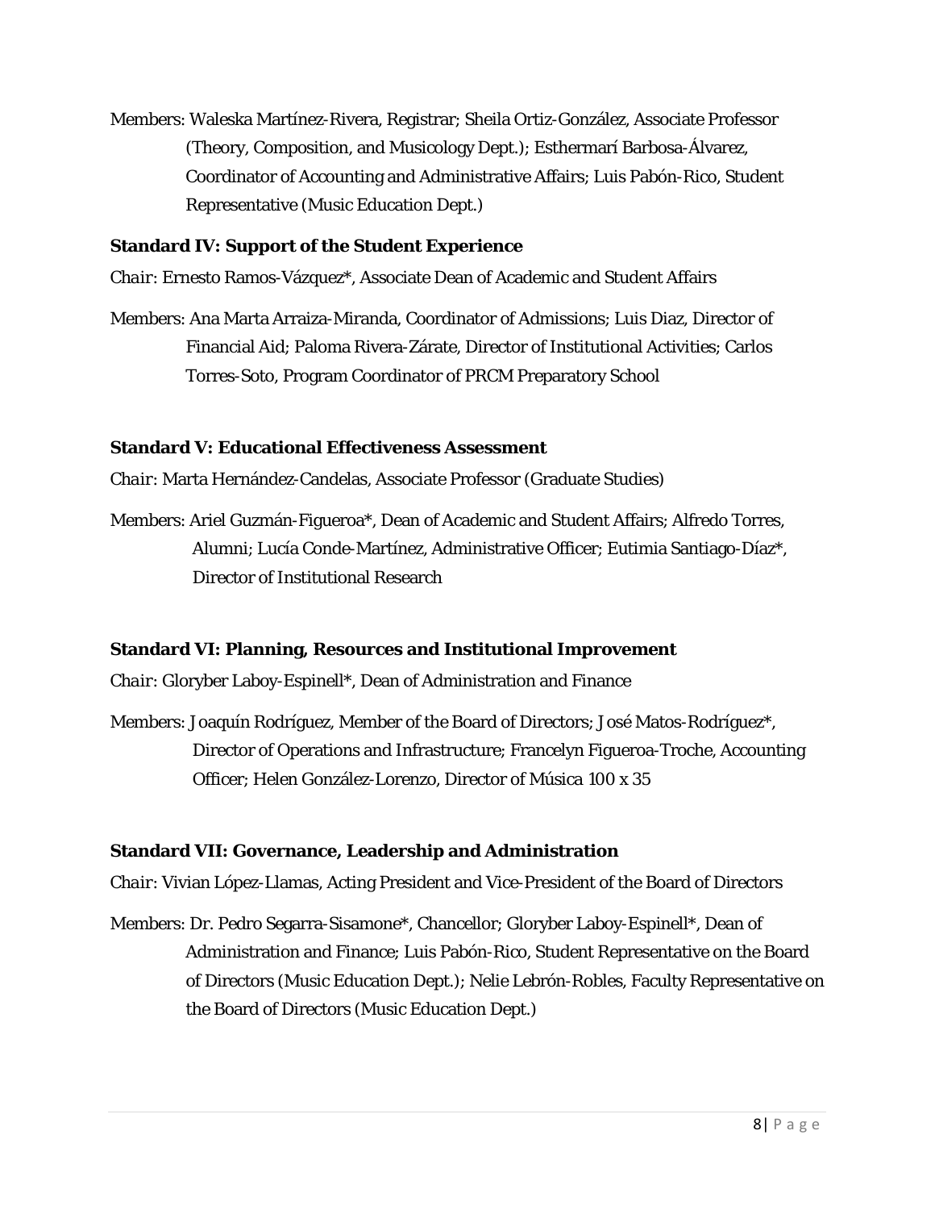Members: Waleska Martínez-Rivera, Registrar; Sheila Ortiz-González, Associate Professor (Theory, Composition, and Musicology Dept.); Esthermarí Barbosa-Álvarez, Coordinator of Accounting and Administrative Affairs; Luis Pabón-Rico, Student Representative (Music Education Dept.)

**Standard IV: Support of the Student Experience**

*Chair*: Ernesto Ramos-Vázquez*, Associate Dean of Academic and Student Affairs

Members: Ana Marta Arraiza-Miranda, Coordinator of Admissions; Luis Diaz, Director of Financial Aid; Paloma Rivera-Zárate, Director of Institutional Activities; Carlos Torres-Soto, Program Coordinator of PRCM Preparatory School

**Standard V: Educational Effectiveness Assessment**

*Chair*: Marta Hernández-Candelas, Associate Professor (Graduate Studies)

Members: Ariel Guzmán-Figueroa*, Dean of Academic and Student Affairs; Alfredo Torres, Alumni; Lucía Conde-Martínez, Administrative Officer; Eutimia Santiago-Díaz*, Director of Institutional Research

**Standard VI: Planning, Resources and Institutional Improvement**

*Chair*: Gloryber Laboy-Espinell*, Dean of Administration and Finance

Members: Joaquín Rodríguez, Member of the Board of Directors; José Matos-Rodríguez*, Director of Operations and Infrastructure; Francelyn Figueroa-Troche, Accounting Officer; Helen González-Lorenzo, Director of Música 100 x 35

**Standard VII: Governance, Leadership and Administration**

*Chair*: Vivian López-Llamas, Acting President and Vice-President of the Board of Directors

Members: Dr. Pedro Segarra-Sisamone*, Chancellor; Gloryber Laboy-Espinell*, Dean of Administration and Finance; Luis Pabón-Rico, Student Representative on the Board of Directors (Music Education Dept.); Nelie Lebrón-Robles, Faculty Representative on the Board of Directors (Music Education Dept.)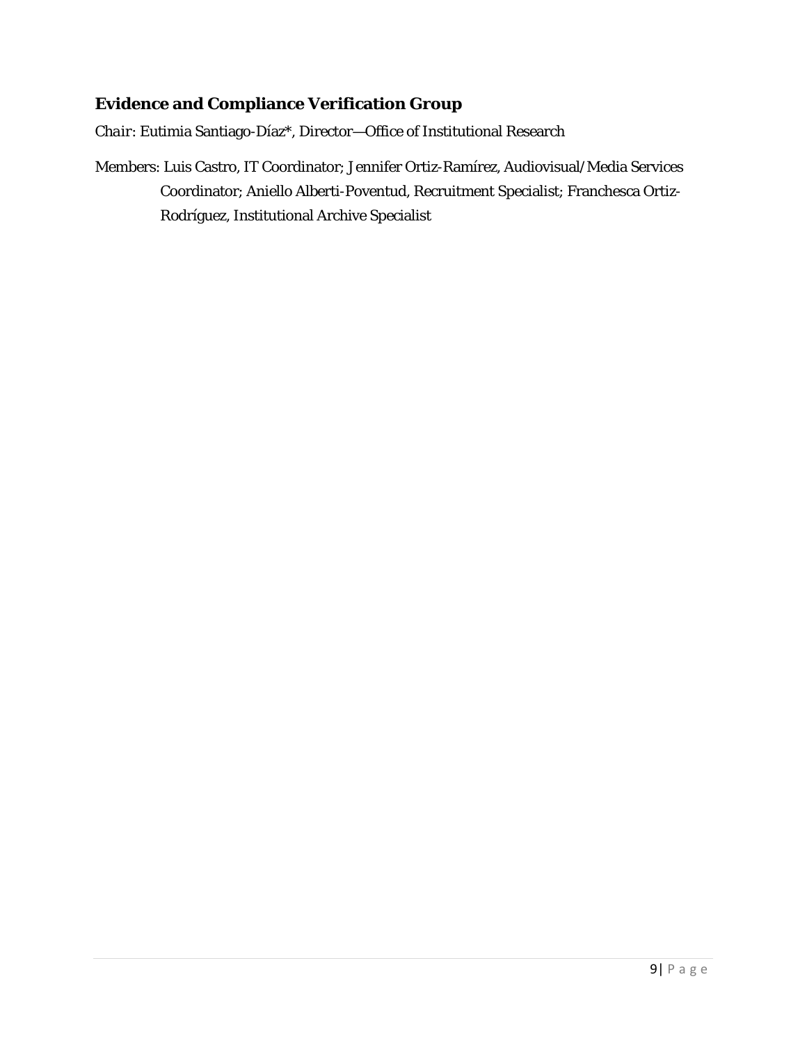### Evidence and Compliance Verification Group

*Chair*: Eutimia Santiago-Díaz*, Director—Office of Institutional Research

Members: Luis Castro, IT Coordinator; Jennifer Ortiz-Ramírez, Audiovisual/Media Services Coordinator; Aniello Alberti-Poventud, Recruitment Specialist; Franchesca Ortiz-Rodríguez, Institutional Archive Specialist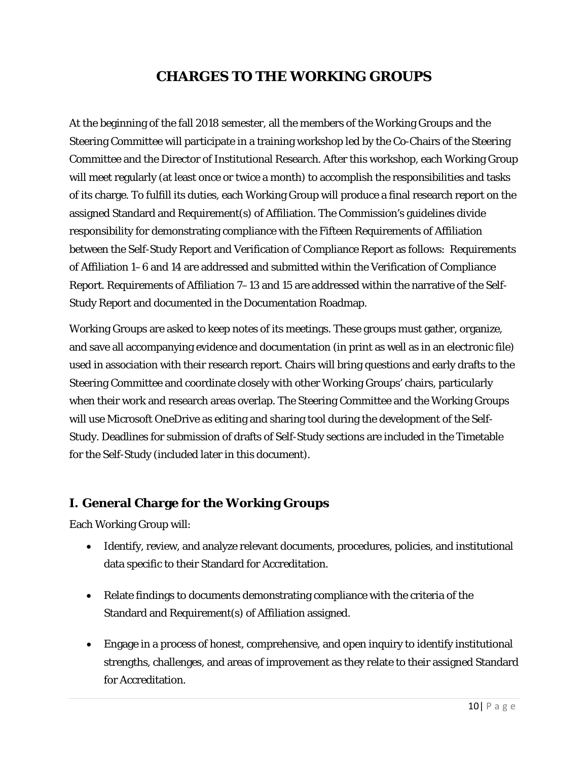# CHARGES TO THE WORKING GROUPS

At the beginning of the fall 2018 semester, all the members of the Working Groups and the Steering Committee will participate in a training workshop led by the Co-Chairs of the Steering Committee and the Director of Institutional Research. After this workshop, each Working Group will meet regularly (at least once or twice a month) to accomplish the responsibilities and tasks of its charge. To fulfill its duties, each Working Group will produce a final research report on the assigned Standard and Requirement(s) of Affiliation. The Commission's guidelines divide responsibility for demonstrating compliance with the Fifteen Requirements of Affiliation between the Self-Study Report and Verification of Compliance Report as follows: Requirements of Affiliation 1–6 and 14 are addressed and submitted within the Verification of Compliance Report. Requirements of Affiliation 7–13 and 15 are addressed within the narrative of the Self-Study Report and documented in the Documentation Roadmap.

Working Groups are asked to keep notes of its meetings. These groups must gather, organize, and save all accompanying evidence and documentation (in print as well as in an electronic file) used in association with their research report. Chairs will bring questions and early drafts to the Steering Committee and coordinate closely with other Working Groups' chairs, particularly when their work and research areas overlap. The Steering Committee and the Working Groups will use Microsoft OneDrive as editing and sharing tool during the development of the Self-Study. Deadlines for submission of drafts of Self-Study sections are included in the Timetable for the Self-Study (included later in this document).

## I. General Charge for the Working Groups

Each Working Group will:

- Identify, review, and analyze relevant documents, procedures, policies, and institutional data specific to their Standard for Accreditation.
- Relate findings to documents demonstrating compliance with the criteria of the Standard and Requirement(s) of Affiliation assigned.
- Engage in a process of honest, comprehensive, and open inquiry to identify institutional strengths, challenges, and areas of improvement as they relate to their assigned Standard for Accreditation.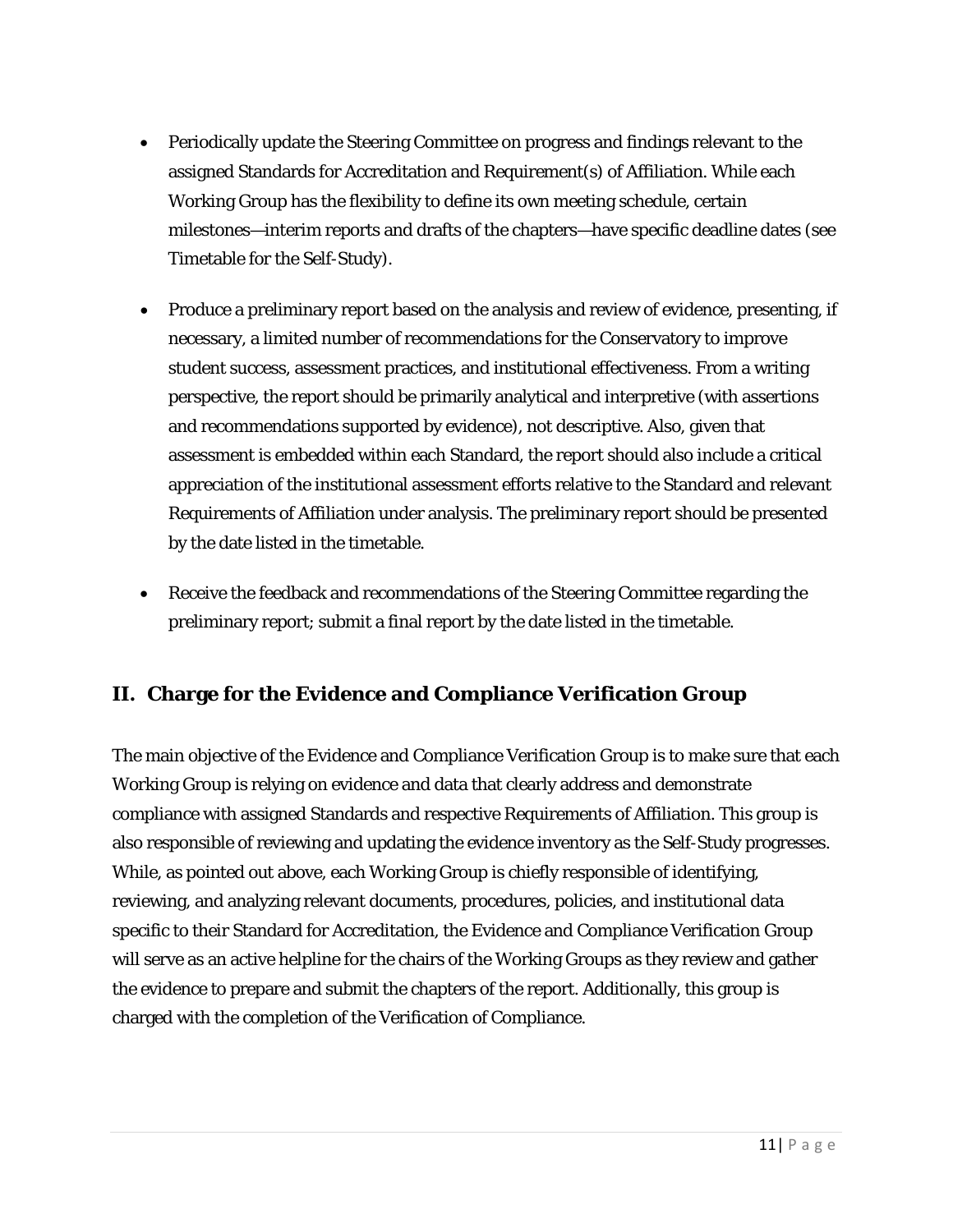- Periodically update the Steering Committee on progress and findings relevant to the assigned Standards for Accreditation and Requirement(s) of Affiliation. While each Working Group has the flexibility to define its own meeting schedule, certain milestones—interim reports and drafts of the chapters—have specific deadline dates (see Timetable for the Self-Study).

- Produce a preliminary report based on the analysis and review of evidence, presenting, if necessary, a limited number of recommendations for the Conservatory to improve student success, assessment practices, and institutional effectiveness. From a writing perspective, the report should be primarily analytical and interpretive (with assertions and recommendations supported by evidence), not descriptive. Also, given that assessment is embedded within each Standard, the report should also include a critical appreciation of the institutional assessment efforts relative to the Standard and relevant Requirements of Affiliation under analysis. The preliminary report should be presented by the date listed in the timetable.

- Receive the feedback and recommendations of the Steering Committee regarding the preliminary report; submit a final report by the date listed in the timetable.

## II. Charge for the Evidence and Compliance Verification Group

The main objective of the Evidence and Compliance Verification Group is to make sure that each Working Group is relying on evidence and data that clearly address and demonstrate compliance with assigned Standards and respective Requirements of Affiliation. This group is also responsible of reviewing and updating the evidence inventory as the Self-Study progresses. While, as pointed out above, each Working Group is chiefly responsible of identifying, reviewing, and analyzing relevant documents, procedures, policies, and institutional data specific to their Standard for Accreditation, the Evidence and Compliance Verification Group will serve as an active helpline for the chairs of the Working Groups as they review and gather the evidence to prepare and submit the chapters of the report. Additionally, this group is charged with the completion of the Verification of Compliance.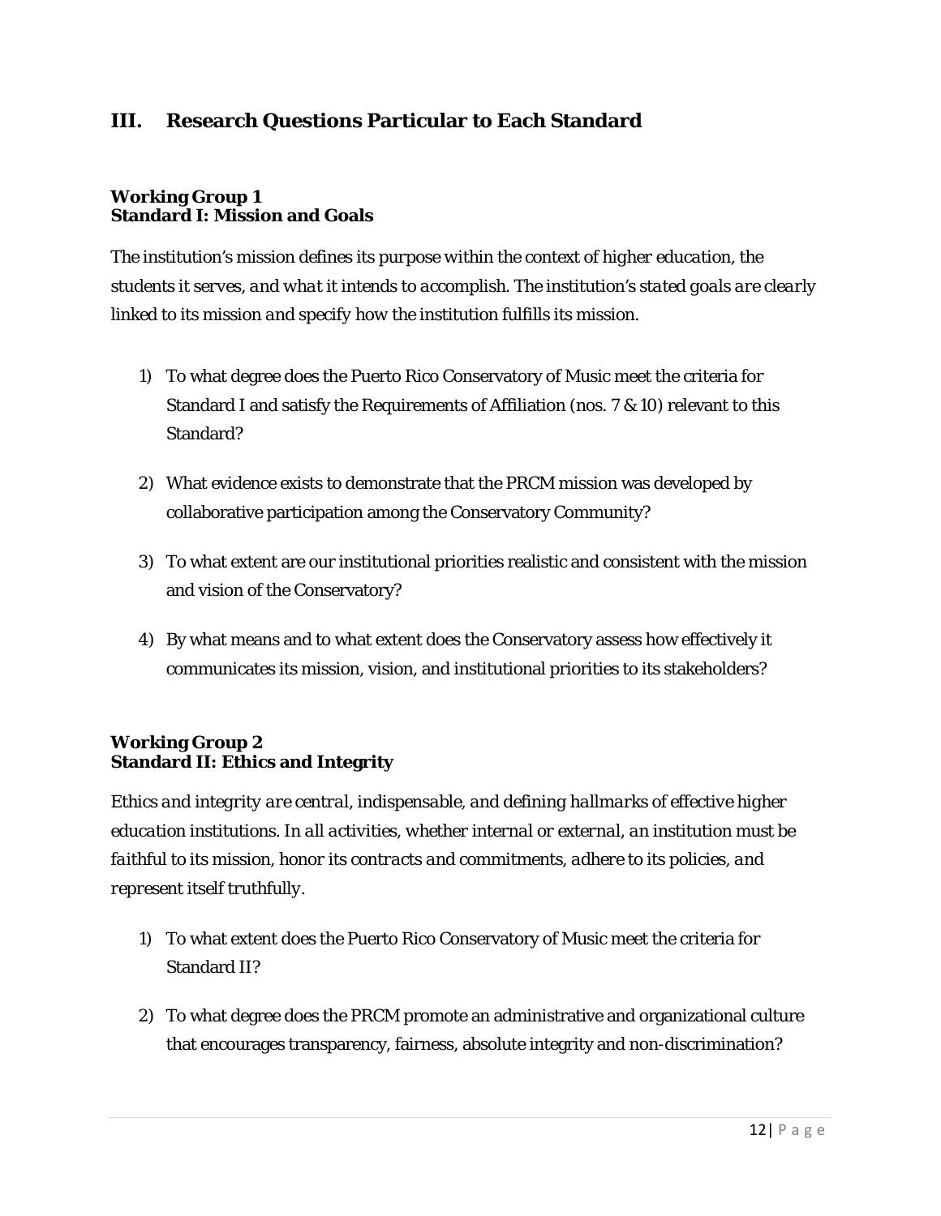## III. Research Questions Particular to Each Standard

### Working Group 1
### Standard I: Mission and Goals

*The institution's mission defines its purpose within the context of higher education, the students it serves, and what it intends to accomplish. The institution's stated goals are clearly linked to its mission and specify how the institution fulfills its mission.*

1) To what degree does the Puerto Rico Conservatory of Music meet the criteria for Standard I and satisfy the Requirements of Affiliation (nos. 7 & 10) relevant to this Standard?

2) What evidence exists to demonstrate that the PRCM mission was developed by collaborative participation among the Conservatory Community?

3) To what extent are our institutional priorities realistic and consistent with the mission and vision of the Conservatory?

4) By what means and to what extent does the Conservatory assess how effectively it communicates its mission, vision, and institutional priorities to its stakeholders?

### Working Group 2
### Standard II: Ethics and Integrity

*Ethics and integrity are central, indispensable, and defining hallmarks of effective higher education institutions. In all activities, whether internal or external, an institution must be faithful to its mission, honor its contracts and commitments, adhere to its policies, and represent itself truthfully.*

1) To what extent does the Puerto Rico Conservatory of Music meet the criteria for Standard II?

2) To what degree does the PRCM promote an administrative and organizational culture that encourages transparency, fairness, absolute integrity and non-discrimination?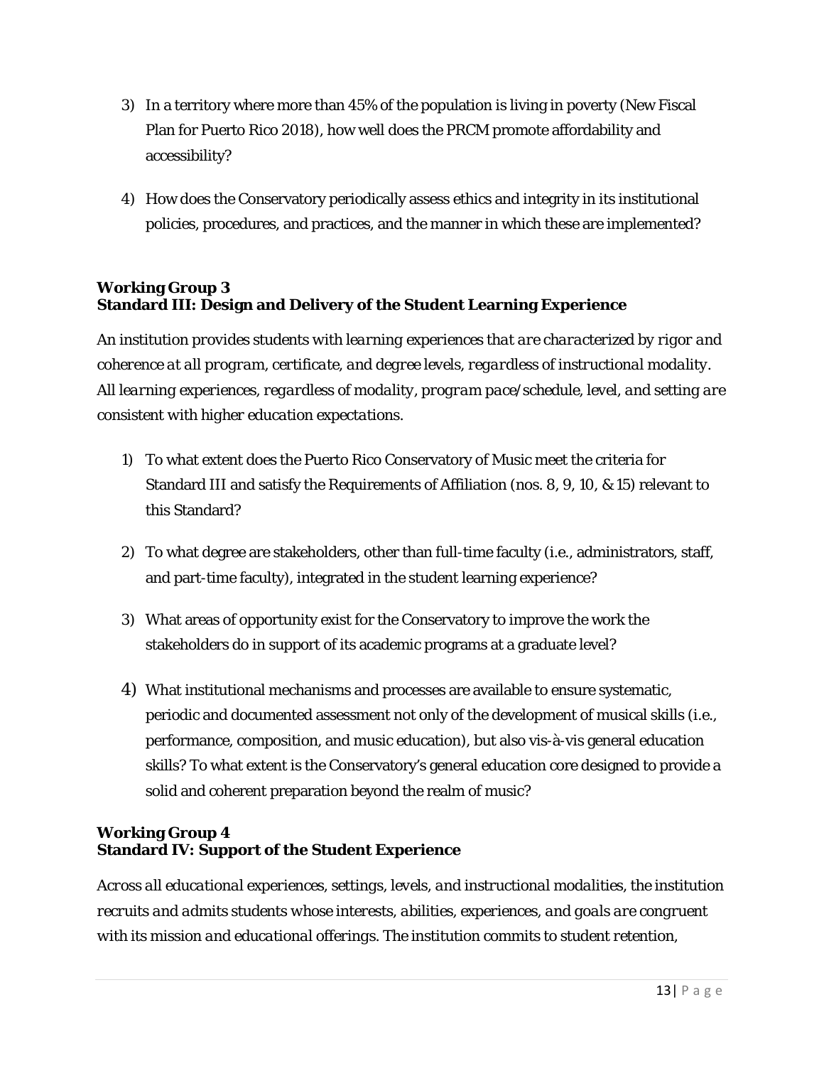3) In a territory where more than 45% of the population is living in poverty (New Fiscal Plan for Puerto Rico 2018), how well does the PRCM promote affordability and accessibility?

4) How does the Conservatory periodically assess ethics and integrity in its institutional policies, procedures, and practices, and the manner in which these are implemented?

**Working Group 3**
**Standard III: Design and Delivery of the Student Learning Experience**

*An institution provides students with learning experiences that are characterized by rigor and coherence at all program, certificate, and degree levels, regardless of instructional modality. All learning experiences, regardless of modality, program pace/schedule, level, and setting are consistent with higher education expectations.*

1) To what extent does the Puerto Rico Conservatory of Music meet the criteria for Standard III and satisfy the Requirements of Affiliation (nos. 8, 9, 10, & 15) relevant to this Standard?

2) To what degree are stakeholders, other than full-time faculty (i.e., administrators, staff, and part-time faculty), integrated in the student learning experience?

3) What areas of opportunity exist for the Conservatory to improve the work the stakeholders do in support of its academic programs at a graduate level?

4) What institutional mechanisms and processes are available to ensure systematic, periodic and documented assessment not only of the development of musical skills (i.e., performance, composition, and music education), but also vis-à-vis general education skills? To what extent is the Conservatory's general education core designed to provide a solid and coherent preparation beyond the realm of music?

**Working Group 4**
**Standard IV: Support of the Student Experience**

*Across all educational experiences, settings, levels, and instructional modalities, the institution recruits and admits students whose interests, abilities, experiences, and goals are congruent with its mission and educational offerings. The institution commits to student retention,*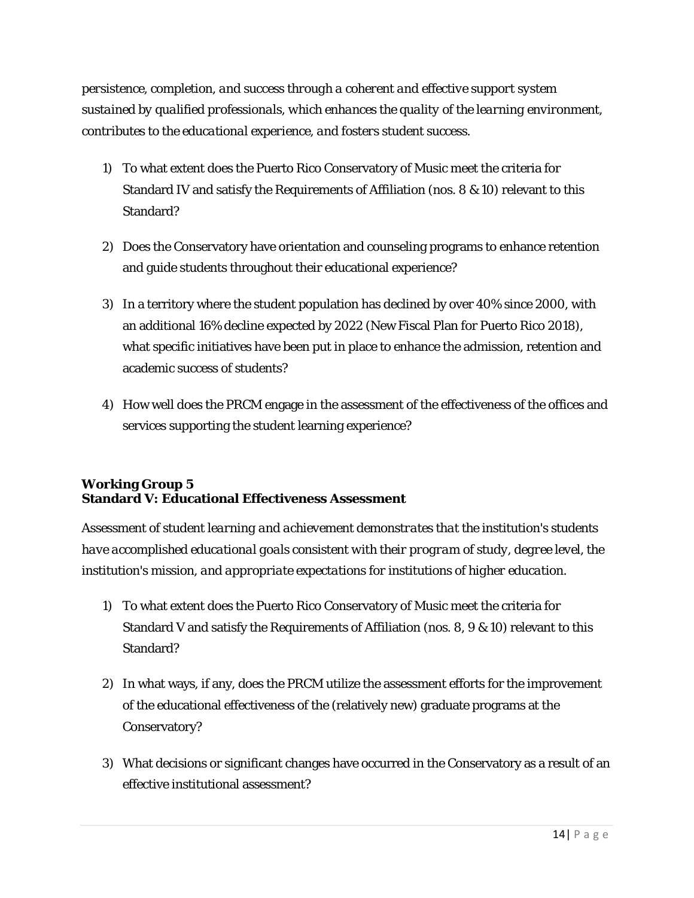*persistence, completion, and success through a coherent and effective support system sustained by qualified professionals, which enhances the quality of the learning environment, contributes to the educational experience, and fosters student success.*

1) To what extent does the Puerto Rico Conservatory of Music meet the criteria for Standard IV and satisfy the Requirements of Affiliation (nos. 8 & 10) relevant to this Standard?

2) Does the Conservatory have orientation and counseling programs to enhance retention and guide students throughout their educational experience?

3) In a territory where the student population has declined by over 40% since 2000, with an additional 16% decline expected by 2022 (New Fiscal Plan for Puerto Rico 2018), what specific initiatives have been put in place to enhance the admission, retention and academic success of students?

4) How well does the PRCM engage in the assessment of the effectiveness of the offices and services supporting the student learning experience?

**Working Group 5**
**Standard V: Educational Effectiveness Assessment**

*Assessment of student learning and achievement demonstrates that the institution's students have accomplished educational goals consistent with their program of study, degree level, the institution's mission, and appropriate expectations for institutions of higher education.*

1) To what extent does the Puerto Rico Conservatory of Music meet the criteria for Standard V and satisfy the Requirements of Affiliation (nos. 8, 9 & 10) relevant to this Standard?

2) In what ways, if any, does the PRCM utilize the assessment efforts for the improvement of the educational effectiveness of the (relatively new) graduate programs at the Conservatory?

3) What decisions or significant changes have occurred in the Conservatory as a result of an effective institutional assessment?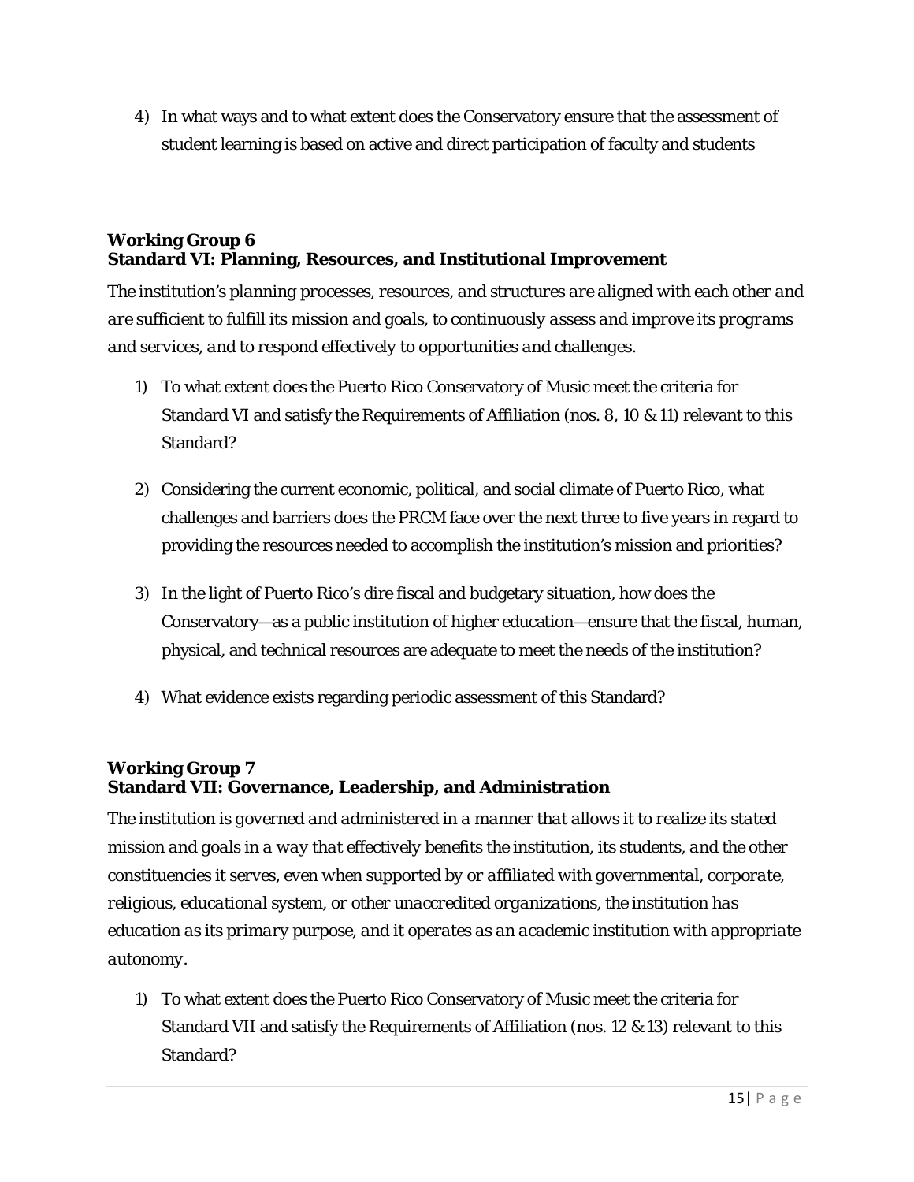4) In what ways and to what extent does the Conservatory ensure that the assessment of student learning is based on active and direct participation of faculty and students

**Working Group 6**
**Standard VI: Planning, Resources, and Institutional Improvement**

*The institution's planning processes, resources, and structures are aligned with each other and are sufficient to fulfill its mission and goals, to continuously assess and improve its programs and services, and to respond effectively to opportunities and challenges.*

1) To what extent does the Puerto Rico Conservatory of Music meet the criteria for Standard VI and satisfy the Requirements of Affiliation (nos. 8, 10 & 11) relevant to this Standard?

2) Considering the current economic, political, and social climate of Puerto Rico, what challenges and barriers does the PRCM face over the next three to five years in regard to providing the resources needed to accomplish the institution's mission and priorities?

3) In the light of Puerto Rico's dire fiscal and budgetary situation, how does the Conservatory—as a public institution of higher education—ensure that the fiscal, human, physical, and technical resources are adequate to meet the needs of the institution?

4) What evidence exists regarding periodic assessment of this Standard?

**Working Group 7**
**Standard VII: Governance, Leadership, and Administration**

*The institution is governed and administered in a manner that allows it to realize its stated mission and goals in a way that effectively benefits the institution, its students, and the other constituencies it serves, even when supported by or affiliated with governmental, corporate, religious, educational system, or other unaccredited organizations, the institution has education as its primary purpose, and it operates as an academic institution with appropriate autonomy.*

1) To what extent does the Puerto Rico Conservatory of Music meet the criteria for Standard VII and satisfy the Requirements of Affiliation (nos. 12 & 13) relevant to this Standard?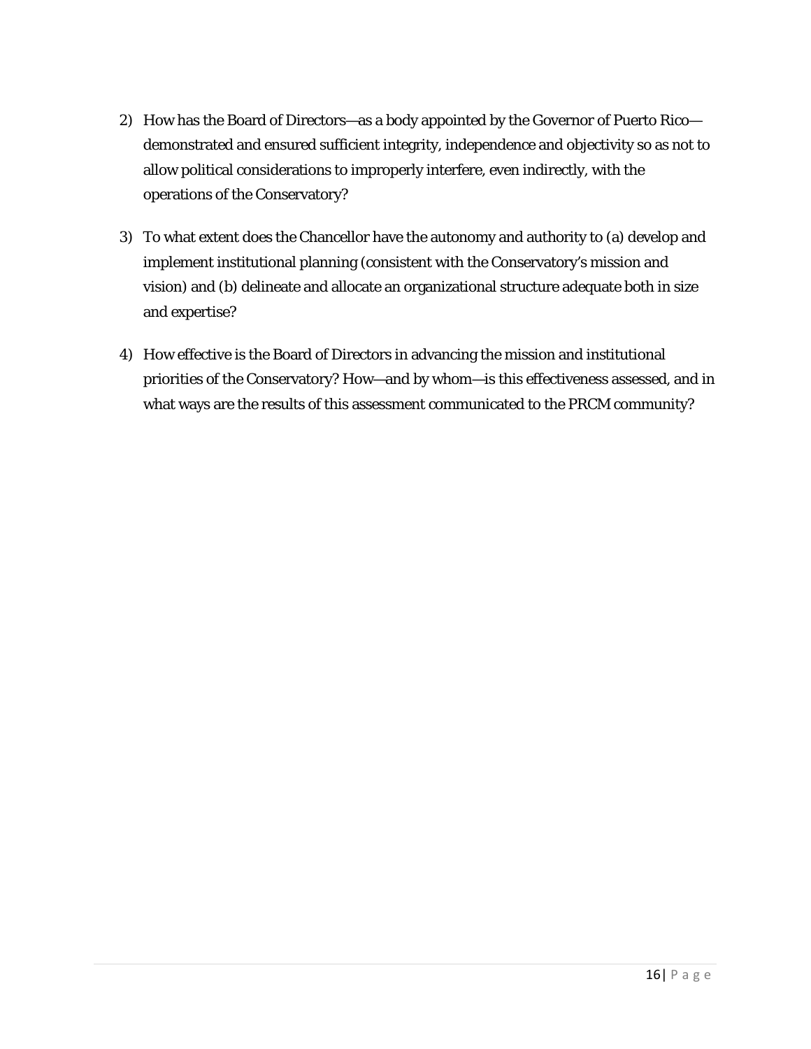2) How has the Board of Directors—as a body appointed by the Governor of Puerto Rico—demonstrated and ensured sufficient integrity, independence and objectivity so as not to allow political considerations to improperly interfere, even indirectly, with the operations of the Conservatory?

3) To what extent does the Chancellor have the autonomy and authority to (a) develop and implement institutional planning (consistent with the Conservatory's mission and vision) and (b) delineate and allocate an organizational structure adequate both in size and expertise?

4) How effective is the Board of Directors in advancing the mission and institutional priorities of the Conservatory? How—and by whom—is this effectiveness assessed, and in what ways are the results of this assessment communicated to the PRCM community?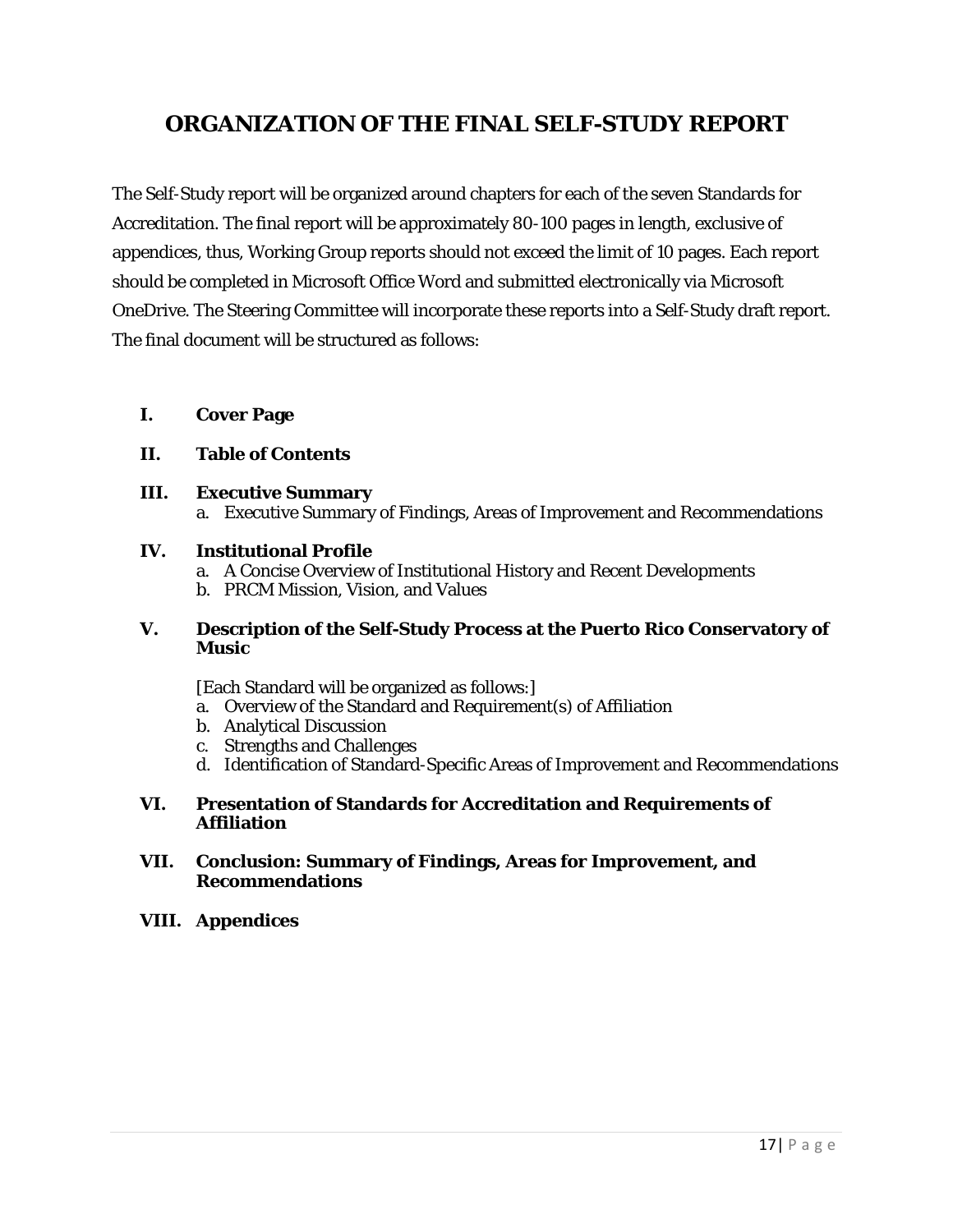# ORGANIZATION OF THE FINAL SELF-STUDY REPORT

The Self-Study report will be organized around chapters for each of the seven Standards for Accreditation. The final report will be approximately 80-100 pages in length, exclusive of appendices, thus, Working Group reports should not exceed the limit of 10 pages. Each report should be completed in Microsoft Office Word and submitted electronically via Microsoft OneDrive. The Steering Committee will incorporate these reports into a Self-Study draft report. The final document will be structured as follows:

**I. Cover Page**

**II. Table of Contents**

**III. Executive Summary**

a. Executive Summary of Findings, Areas of Improvement and Recommendations

**IV. Institutional Profile**

a. A Concise Overview of Institutional History and Recent Developments
b. PRCM Mission, Vision, and Values

**V. Description of the Self-Study Process at the Puerto Rico Conservatory of Music**

[Each Standard will be organized as follows:]

a. Overview of the Standard and Requirement(s) of Affiliation
b. Analytical Discussion
c. Strengths and Challenges
d. Identification of Standard-Specific Areas of Improvement and Recommendations

**VI. Presentation of Standards for Accreditation and Requirements of Affiliation**

**VII. Conclusion: Summary of Findings, Areas for Improvement, and Recommendations**

**VIII. Appendices**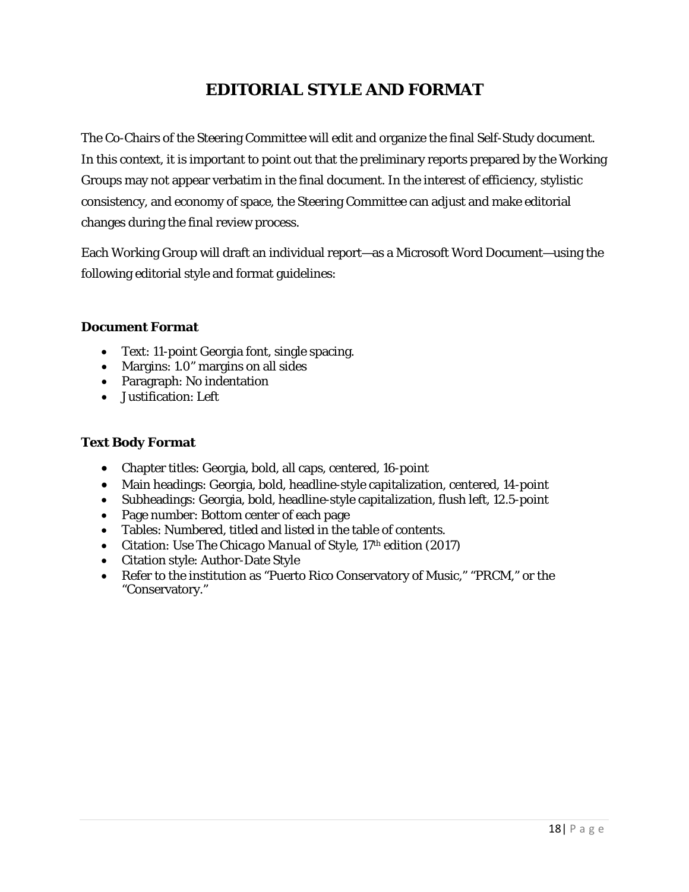# EDITORIAL STYLE AND FORMAT

The Co-Chairs of the Steering Committee will edit and organize the final Self-Study document. In this context, it is important to point out that the preliminary reports prepared by the Working Groups may not appear verbatim in the final document. In the interest of efficiency, stylistic consistency, and economy of space, the Steering Committee can adjust and make editorial changes during the final review process.

Each Working Group will draft an individual report—as a Microsoft Word Document—using the following editorial style and format guidelines:

### Document Format

- Text: 11-point Georgia font, single spacing.
- Margins: 1.0" margins on all sides
- Paragraph: No indentation
- Justification: Left

### Text Body Format

- Chapter titles: Georgia, bold, all caps, centered, 16-point
- Main headings: Georgia, bold, headline-style capitalization, centered, 14-point
- Subheadings: Georgia, bold, headline-style capitalization, flush left, 12.5-point
- Page number: Bottom center of each page
- Tables: Numbered, titled and listed in the table of contents.
- Citation: Use The *Chicago Manual of Style*, 17th edition (2017)
- Citation style: Author-Date Style
- Refer to the institution as "Puerto Rico Conservatory of Music," "PRCM," or the "Conservatory."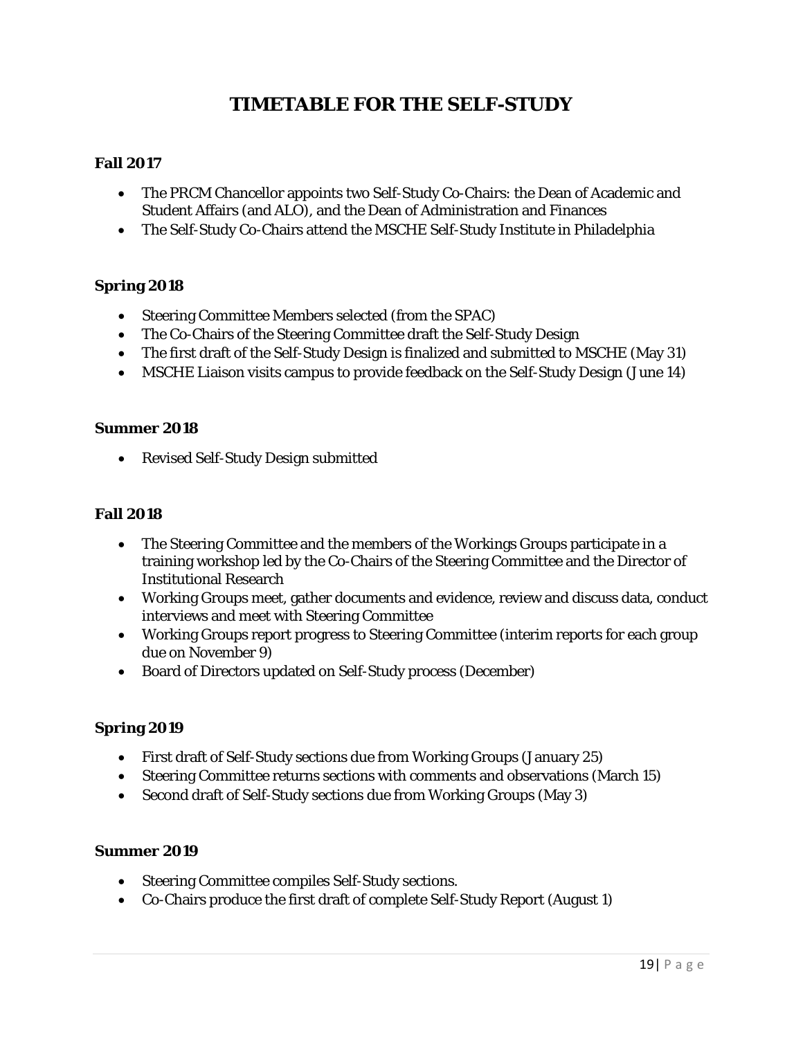# TIMETABLE FOR THE SELF-STUDY

**Fall 2017**

- The PRCM Chancellor appoints two Self-Study Co-Chairs: the Dean of Academic and Student Affairs (and ALO), and the Dean of Administration and Finances
- The Self-Study Co-Chairs attend the MSCHE Self-Study Institute in Philadelphia

**Spring 2018**

- Steering Committee Members selected (from the SPAC)
- The Co-Chairs of the Steering Committee draft the Self-Study Design
- The first draft of the Self-Study Design is finalized and submitted to MSCHE (May 31)
- MSCHE Liaison visits campus to provide feedback on the Self-Study Design (June 14)

**Summer 2018**

- Revised Self-Study Design submitted

**Fall 2018**

- The Steering Committee and the members of the Workings Groups participate in a training workshop led by the Co-Chairs of the Steering Committee and the Director of Institutional Research
- Working Groups meet, gather documents and evidence, review and discuss data, conduct interviews and meet with Steering Committee
- Working Groups report progress to Steering Committee (interim reports for each group due on November 9)
- Board of Directors updated on Self-Study process (December)

**Spring 2019**

- First draft of Self-Study sections due from Working Groups (January 25)
- Steering Committee returns sections with comments and observations (March 15)
- Second draft of Self-Study sections due from Working Groups (May 3)

**Summer 2019**

- Steering Committee compiles Self-Study sections.
- Co-Chairs produce the first draft of complete Self-Study Report (August 1)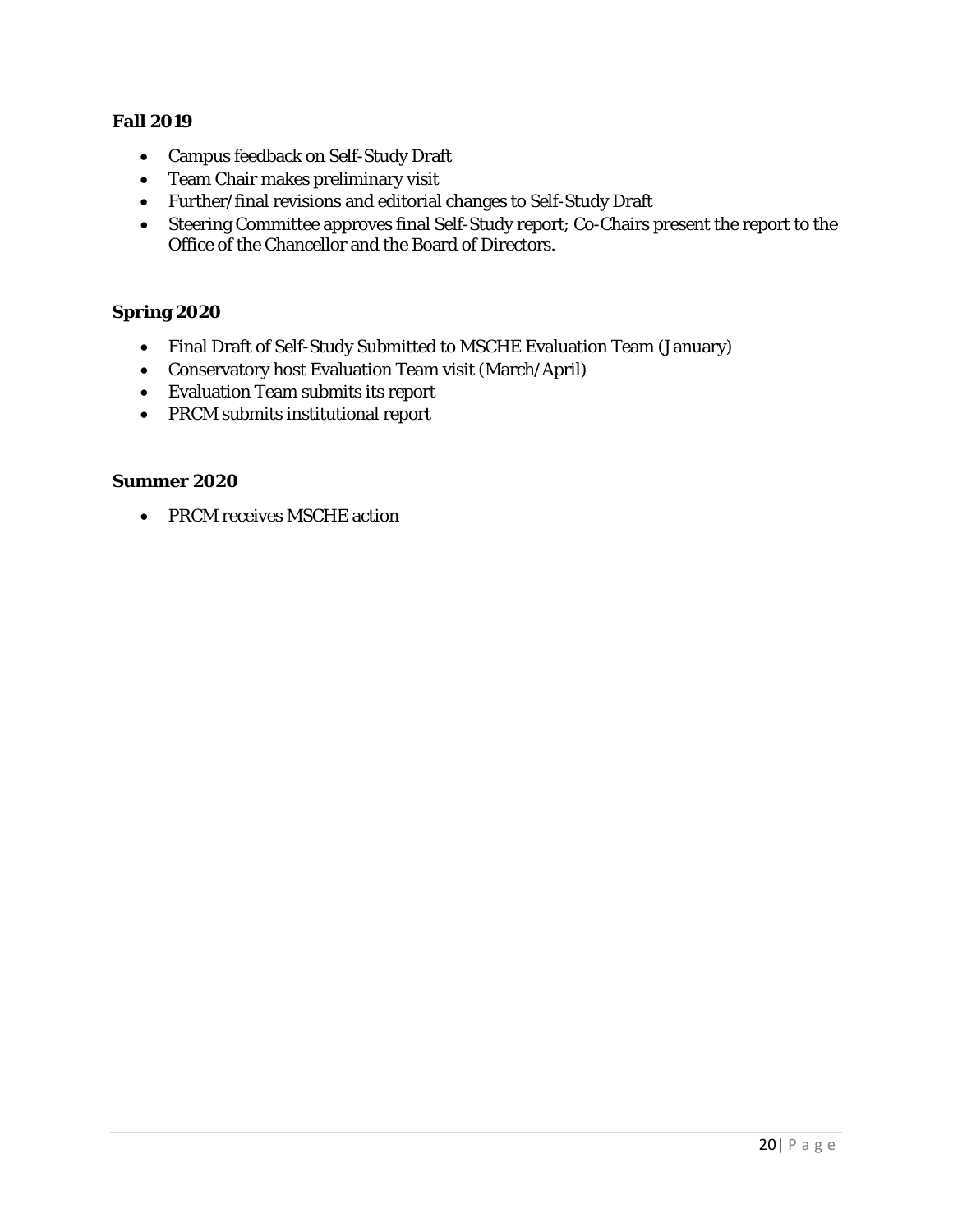**Fall 2019**

- Campus feedback on Self-Study Draft
- Team Chair makes preliminary visit
- Further/final revisions and editorial changes to Self-Study Draft
- Steering Committee approves final Self-Study report; Co-Chairs present the report to the Office of the Chancellor and the Board of Directors.

**Spring 2020**

- Final Draft of Self-Study Submitted to MSCHE Evaluation Team (January)
- Conservatory host Evaluation Team visit (March/April)
- Evaluation Team submits its report
- PRCM submits institutional report

**Summer 2020**

- PRCM receives MSCHE action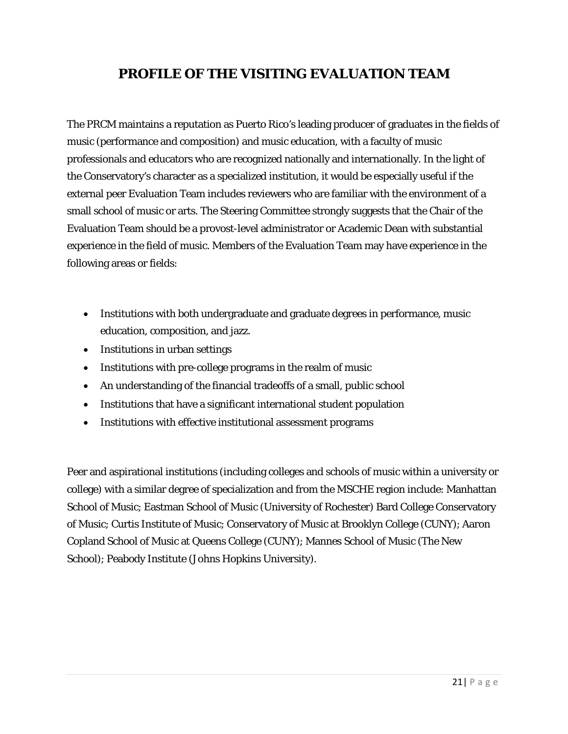# PROFILE OF THE VISITING EVALUATION TEAM

The PRCM maintains a reputation as Puerto Rico's leading producer of graduates in the fields of music (performance and composition) and music education, with a faculty of music professionals and educators who are recognized nationally and internationally. In the light of the Conservatory's character as a specialized institution, it would be especially useful if the external peer Evaluation Team includes reviewers who are familiar with the environment of a small school of music or arts. The Steering Committee strongly suggests that the Chair of the Evaluation Team should be a provost-level administrator or Academic Dean with substantial experience in the field of music. Members of the Evaluation Team may have experience in the following areas or fields:

- Institutions with both undergraduate and graduate degrees in performance, music education, composition, and jazz.
- Institutions in urban settings
- Institutions with pre-college programs in the realm of music
- An understanding of the financial tradeoffs of a small, public school
- Institutions that have a significant international student population
- Institutions with effective institutional assessment programs

Peer and aspirational institutions (including colleges and schools of music within a university or college) with a similar degree of specialization and from the MSCHE region include: Manhattan School of Music; Eastman School of Music (University of Rochester) Bard College Conservatory of Music; Curtis Institute of Music; Conservatory of Music at Brooklyn College (CUNY); Aaron Copland School of Music at Queens College (CUNY); Mannes School of Music (The New School); Peabody Institute (Johns Hopkins University).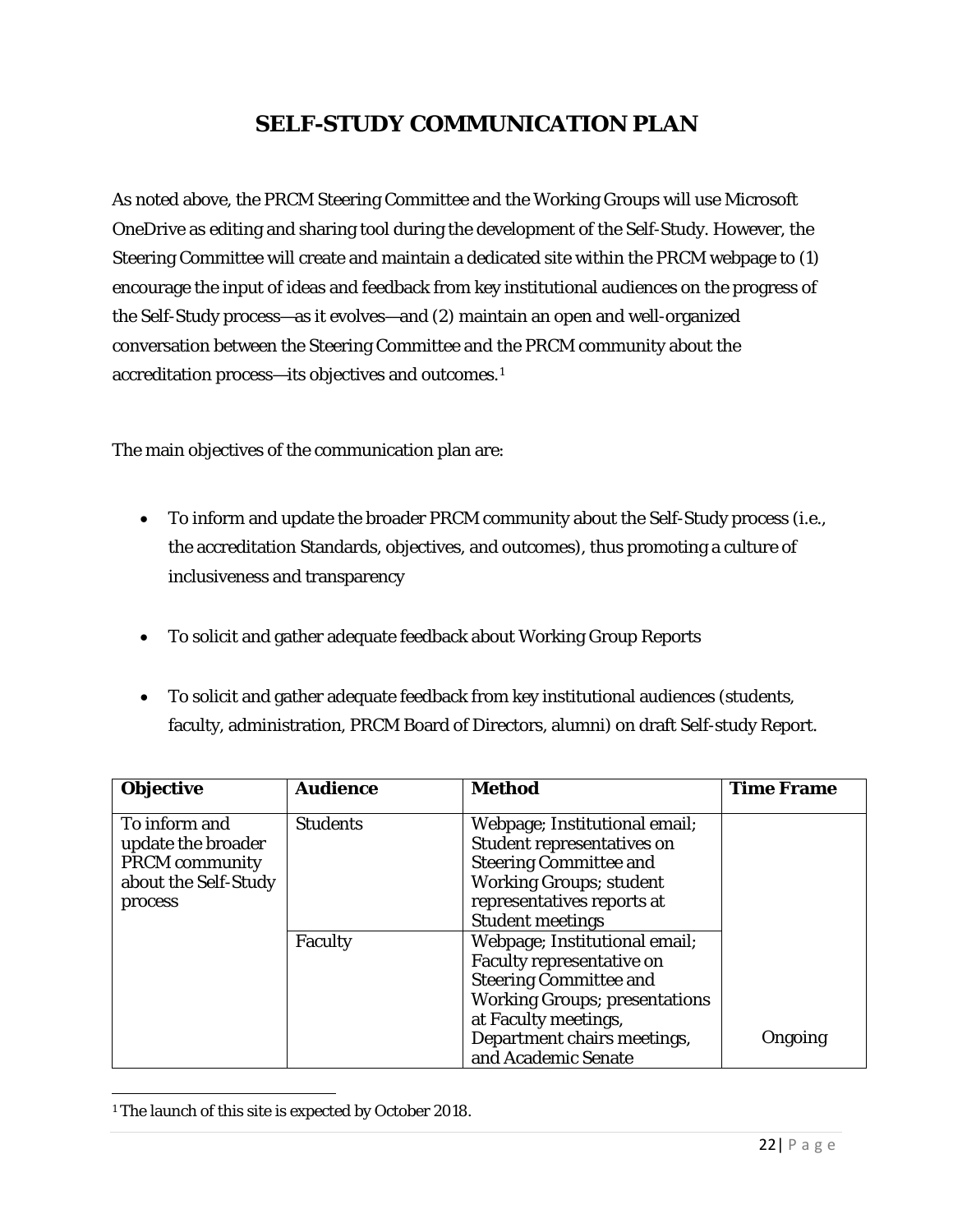# SELF-STUDY COMMUNICATION PLAN

As noted above, the PRCM Steering Committee and the Working Groups will use Microsoft OneDrive as editing and sharing tool during the development of the Self-Study. However, the Steering Committee will create and maintain a dedicated site within the PRCM webpage to (1) encourage the input of ideas and feedback from key institutional audiences on the progress of the Self-Study process—as it evolves—and (2) maintain an open and well-organized conversation between the Steering Committee and the PRCM community about the accreditation process—its objectives and outcomes.[1]

The main objectives of the communication plan are:

- To inform and update the broader PRCM community about the Self-Study process (i.e., the accreditation Standards, objectives, and outcomes), thus promoting a culture of inclusiveness and transparency
- To solicit and gather adequate feedback about Working Group Reports
- To solicit and gather adequate feedback from key institutional audiences (students, faculty, administration, PRCM Board of Directors, alumni) on draft Self-study Report.

| **Objective** | **Audience** | **Method** | **Time Frame** |
|---|---|---|---|
| To inform and update the broader PRCM community about the Self-Study process | Students | Webpage; Institutional email; Student representatives on Steering Committee and Working Groups; student representatives reports at Student meetings | Ongoing |
| | Faculty | Webpage; Institutional email; Faculty representative on Steering Committee and Working Groups; presentations at Faculty meetings, Department chairs meetings, and Academic Senate | |

[1] The launch of this site is expected by October 2018.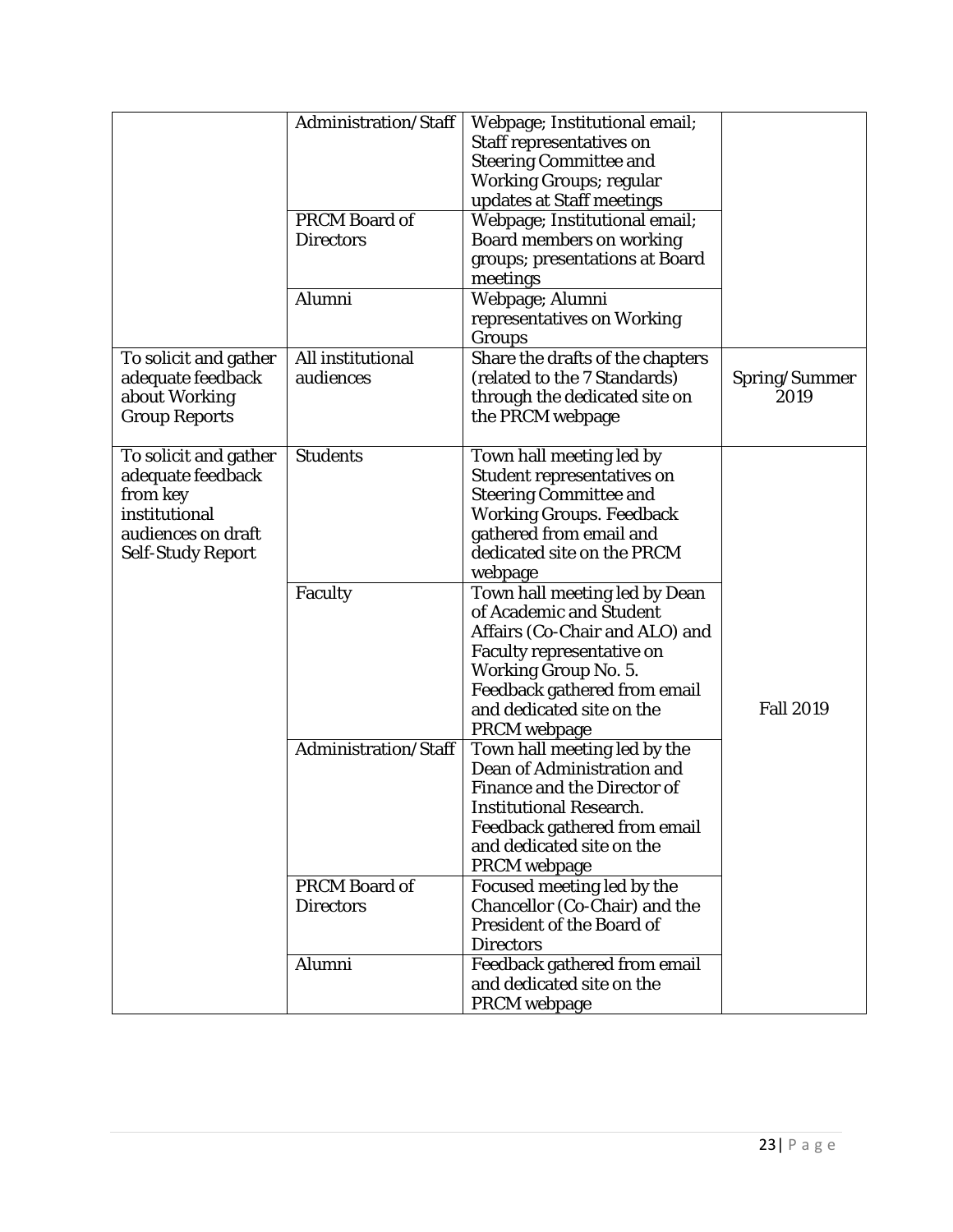| | | | |
|---|---|---|---|
| | Administration/Staff | Webpage; Institutional email; Staff representatives on Steering Committee and Working Groups; regular updates at Staff meetings | |
| | PRCM Board of Directors | Webpage; Institutional email; Board members on working groups; presentations at Board meetings | |
| | Alumni | Webpage; Alumni representatives on Working Groups | |
| To solicit and gather adequate feedback about Working Group Reports | All institutional audiences | Share the drafts of the chapters (related to the 7 Standards) through the dedicated site on the PRCM webpage | Spring/Summer 2019 |
| To solicit and gather adequate feedback from key institutional audiences on draft Self-Study Report | Students | Town hall meeting led by Student representatives on Steering Committee and Working Groups. Feedback gathered from email and dedicated site on the PRCM webpage | Fall 2019 |
| | Faculty | Town hall meeting led by Dean of Academic and Student Affairs (Co-Chair and ALO) and Faculty representative on Working Group No. 5. Feedback gathered from email and dedicated site on the PRCM webpage | |
| | Administration/Staff | Town hall meeting led by the Dean of Administration and Finance and the Director of Institutional Research. Feedback gathered from email and dedicated site on the PRCM webpage | |
| | PRCM Board of Directors | Focused meeting led by the Chancellor (Co-Chair) and the President of the Board of Directors | |
| | Alumni | Feedback gathered from email and dedicated site on the PRCM webpage | |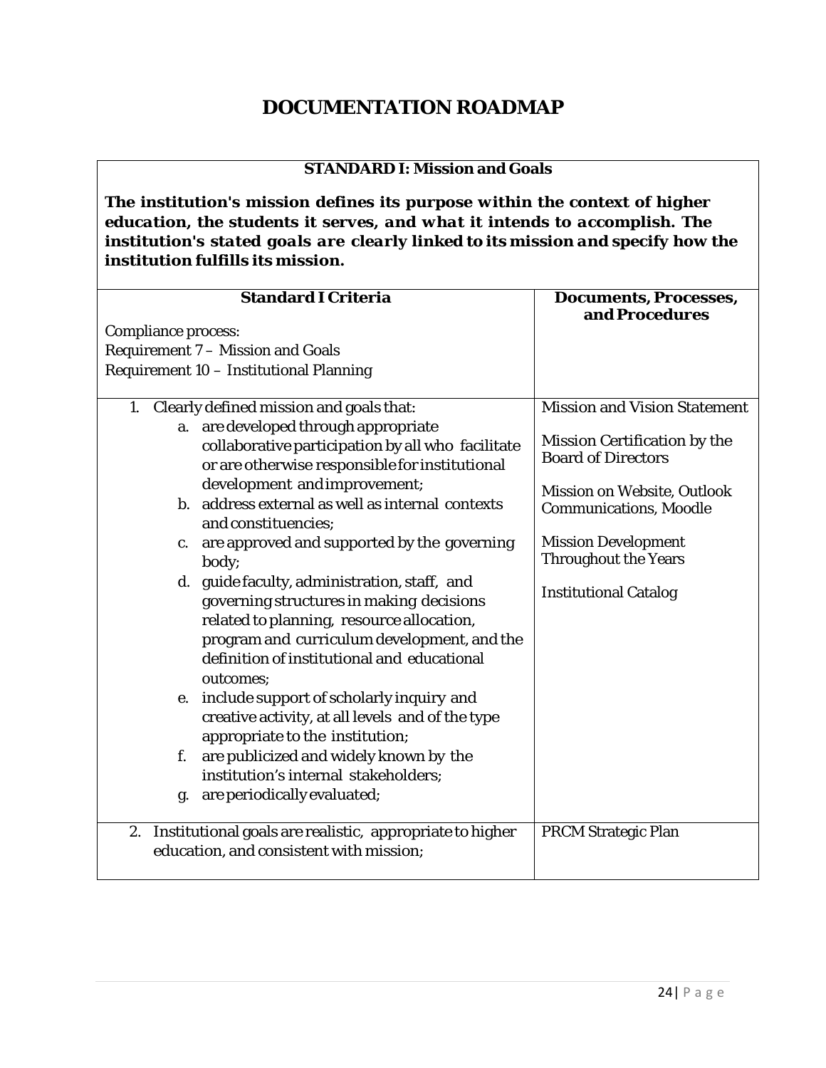# DOCUMENTATION ROADMAP

| **STANDARD I: Mission and Goals** | |
|---|---|
| ***The institution's mission defines its purpose within the context of higher education, the students it serves, and what it intends to accomplish. The institution's stated goals are clearly linked to its mission and specify how the institution fulfills its mission.*** | |
| **Standard I Criteria**<br><br>Compliance process:<br>Requirement 7 – Mission and Goals<br>Requirement 10 – Institutional Planning | **Documents, Processes, and Procedures** |
| 1. Clearly defined mission and goals that:<br>a. are developed through appropriate collaborative participation by all who facilitate or are otherwise responsible for institutional development and improvement;<br>b. address external as well as internal contexts and constituencies;<br>c. are approved and supported by the governing body;<br>d. guide faculty, administration, staff, and governing structures in making decisions related to planning, resource allocation, program and curriculum development, and the definition of institutional and educational outcomes;<br>e. include support of scholarly inquiry and creative activity, at all levels and of the type appropriate to the institution;<br>f. are publicized and widely known by the institution's internal stakeholders;<br>g. are periodically evaluated; | Mission and Vision Statement<br><br>Mission Certification by the Board of Directors<br><br>Mission on Website, Outlook Communications, Moodle<br><br>Mission Development Throughout the Years<br><br>Institutional Catalog |
| 2. Institutional goals are realistic, appropriate to higher education, and consistent with mission; | PRCM Strategic Plan |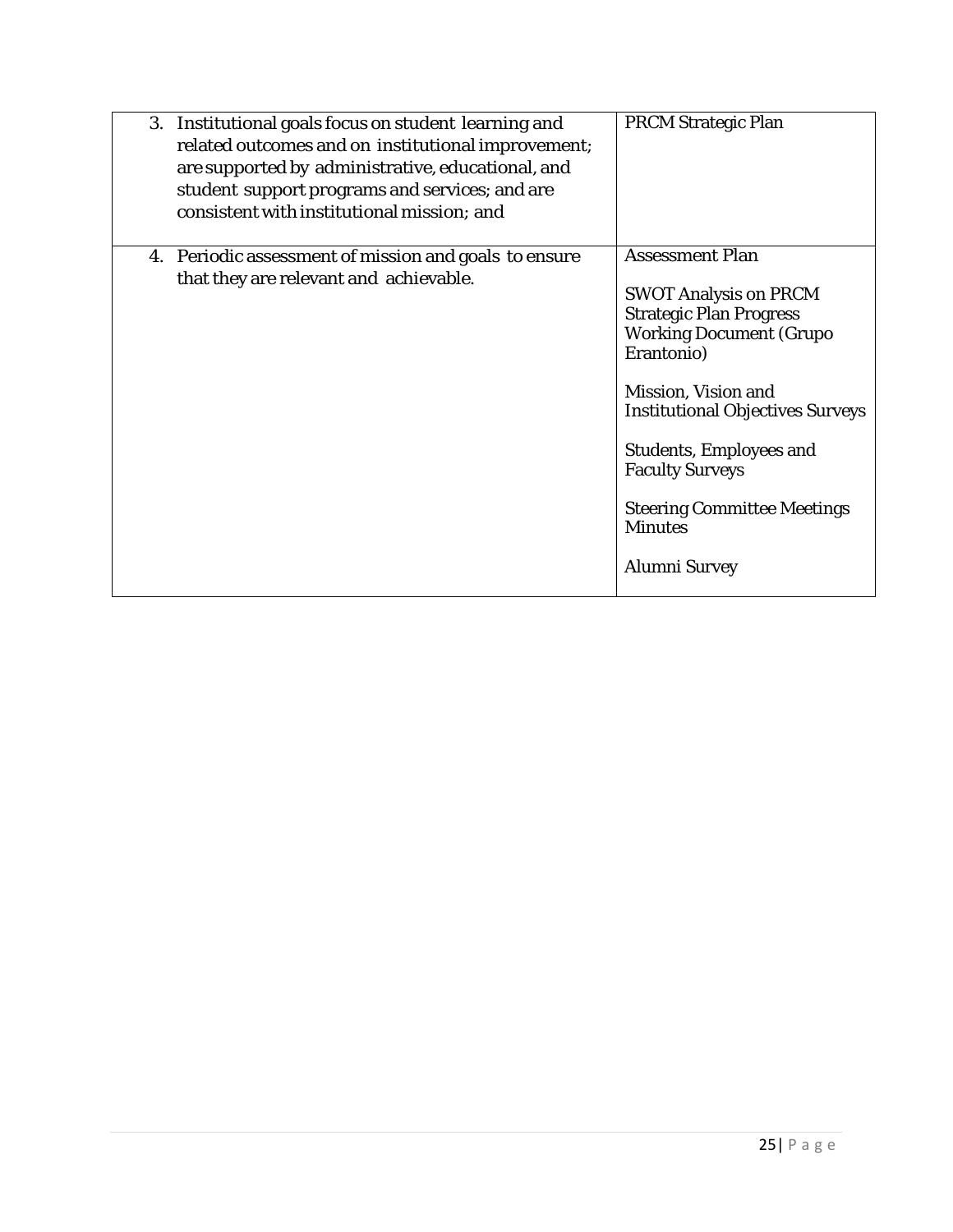| | |
|---|---|
| 3. Institutional goals focus on student learning and related outcomes and on institutional improvement; are supported by administrative, educational, and student support programs and services; and are consistent with institutional mission; and | PRCM Strategic Plan |
| 4. Periodic assessment of mission and goals to ensure that they are relevant and achievable. | Assessment Plan<br><br>SWOT Analysis on PRCM Strategic Plan Progress Working Document (Grupo Erantonio)<br><br>Mission, Vision and Institutional Objectives Surveys<br><br>Students, Employees and Faculty Surveys<br><br>Steering Committee Meetings Minutes<br><br>Alumni Survey |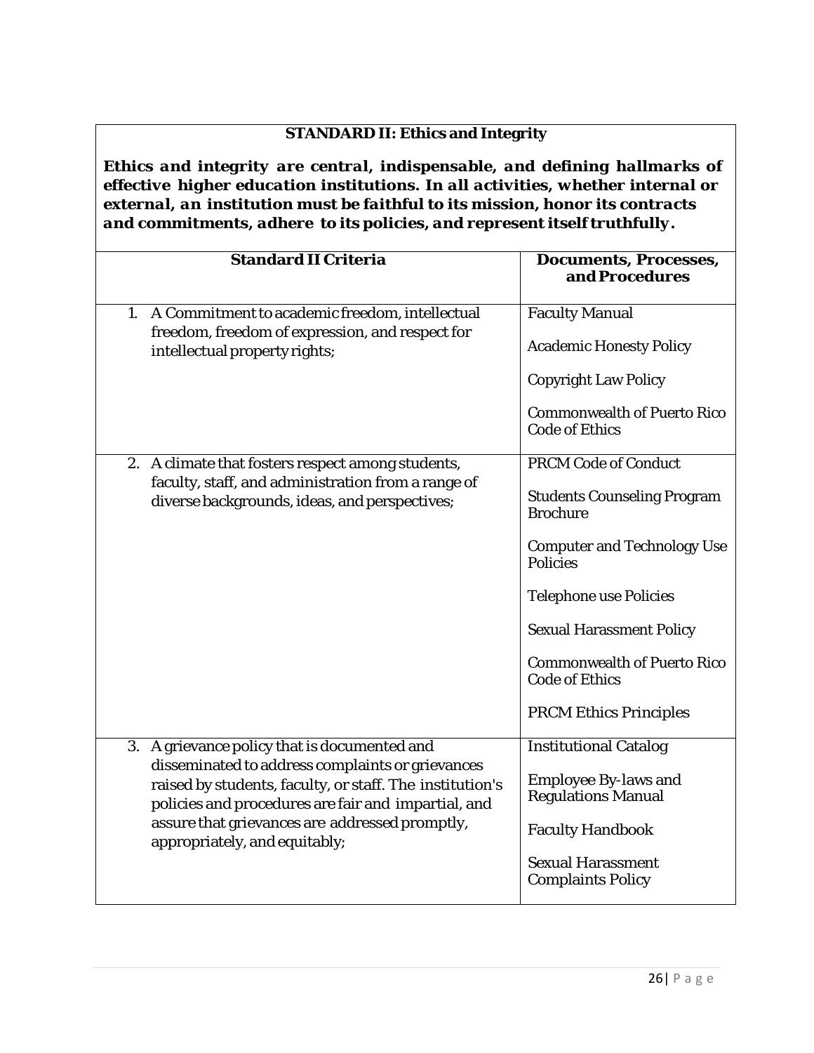**STANDARD II: Ethics and Integrity**

***Ethics and integrity are central, indispensable, and defining hallmarks of effective higher education institutions. In all activities, whether internal or external, an institution must be faithful to its mission, honor its contracts and commitments, adhere to its policies, and represent itself truthfully.***

| Standard II Criteria | Documents, Processes, and Procedures |
|---|---|
| 1. A Commitment to academic freedom, intellectual freedom, freedom of expression, and respect for intellectual property rights; | Faculty Manual<br><br>Academic Honesty Policy<br><br>Copyright Law Policy<br><br>Commonwealth of Puerto Rico Code of Ethics |
| 2. A climate that fosters respect among students, faculty, staff, and administration from a range of diverse backgrounds, ideas, and perspectives; | PRCM Code of Conduct<br><br>Students Counseling Program Brochure<br><br>Computer and Technology Use Policies<br><br>Telephone use Policies<br><br>Sexual Harassment Policy<br><br>Commonwealth of Puerto Rico Code of Ethics<br><br>PRCM Ethics Principles |
| 3. A grievance policy that is documented and disseminated to address complaints or grievances raised by students, faculty, or staff. The institution's policies and procedures are fair and impartial, and assure that grievances are addressed promptly, appropriately, and equitably; | Institutional Catalog<br><br>Employee By-laws and Regulations Manual<br><br>Faculty Handbook<br><br>Sexual Harassment Complaints Policy |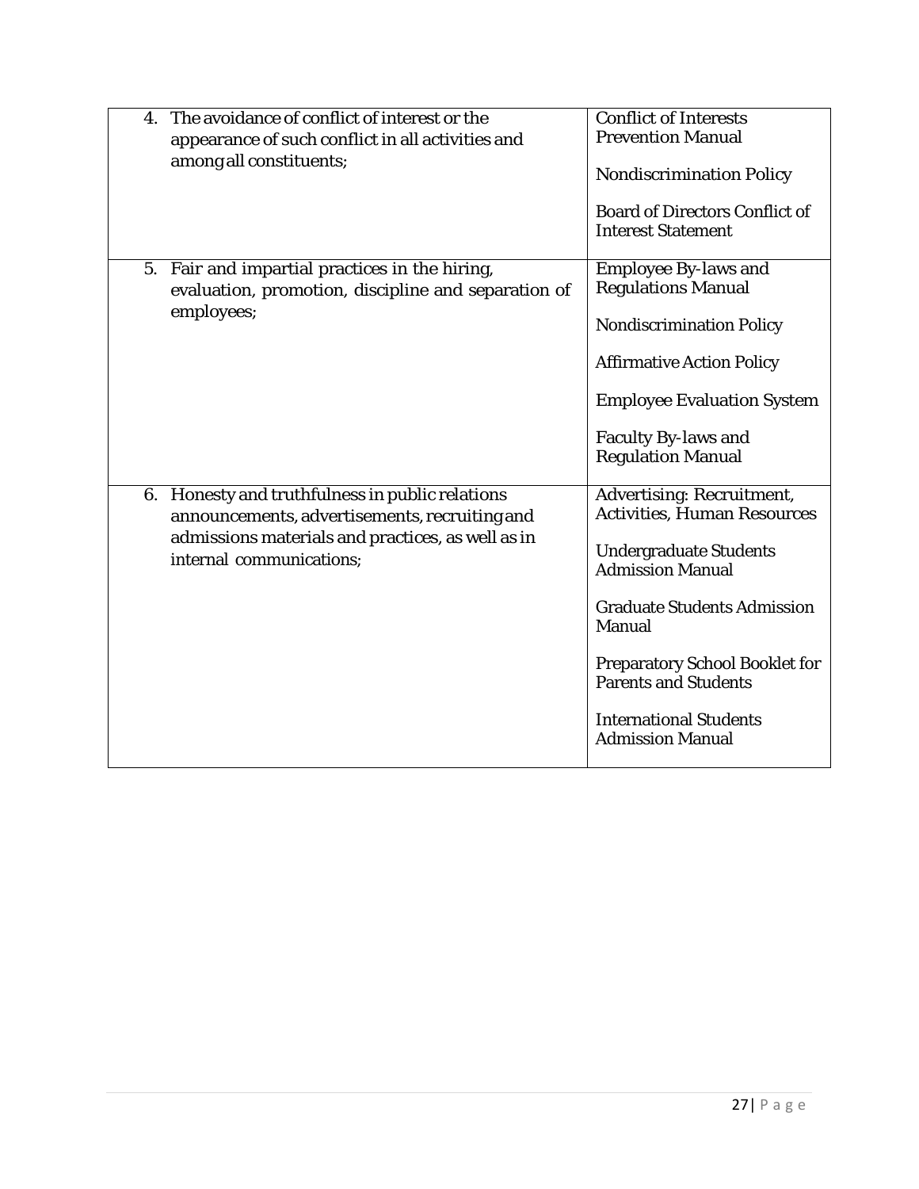| | |
|---|---|
| 4. The avoidance of conflict of interest or the appearance of such conflict in all activities and among all constituents; | Conflict of Interests Prevention Manual<br><br>Nondiscrimination Policy<br><br>Board of Directors Conflict of Interest Statement |
| 5. Fair and impartial practices in the hiring, evaluation, promotion, discipline and separation of employees; | Employee By-laws and Regulations Manual<br><br>Nondiscrimination Policy<br><br>Affirmative Action Policy<br><br>Employee Evaluation System<br><br>Faculty By-laws and Regulation Manual |
| 6. Honesty and truthfulness in public relations announcements, advertisements, recruiting and admissions materials and practices, as well as in internal communications; | Advertising: Recruitment, Activities, Human Resources<br><br>Undergraduate Students Admission Manual<br><br>Graduate Students Admission Manual<br><br>Preparatory School Booklet for Parents and Students<br><br>International Students Admission Manual |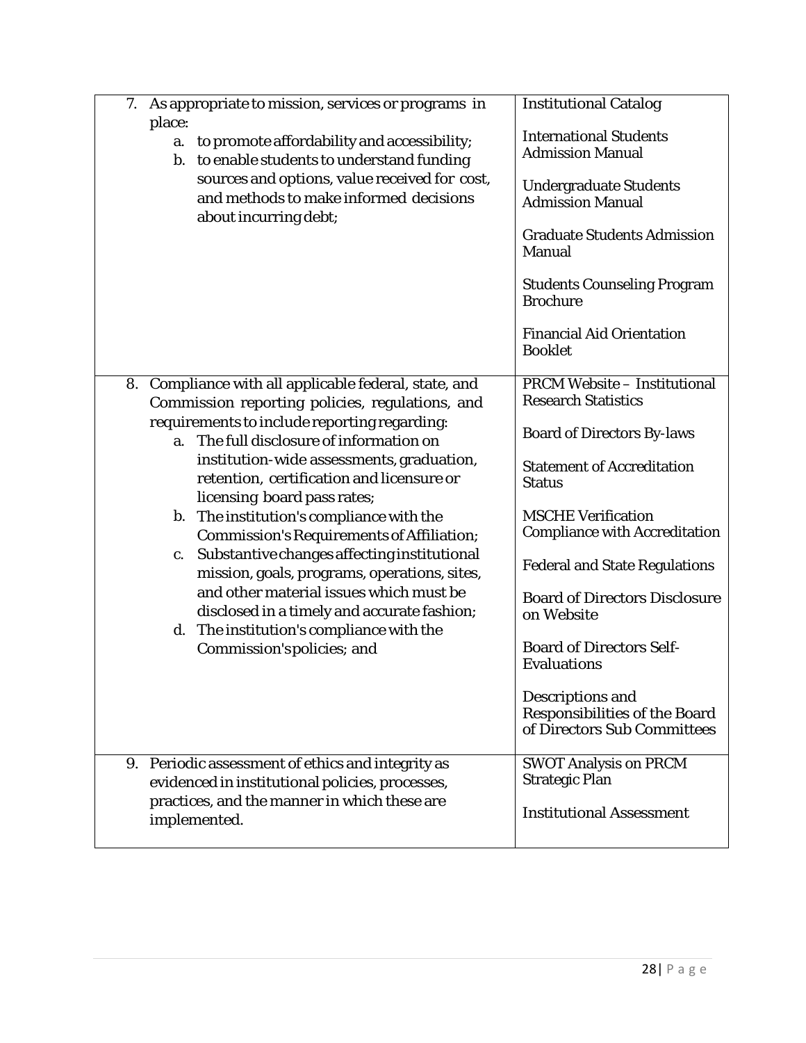| | |
|---|---|
| 7. As appropriate to mission, services or programs in place:<br>a. to promote affordability and accessibility;<br>b. to enable students to understand funding sources and options, value received for cost, and methods to make informed decisions about incurring debt; | Institutional Catalog<br><br>International Students Admission Manual<br><br>Undergraduate Students Admission Manual<br><br>Graduate Students Admission Manual<br><br>Students Counseling Program Brochure<br><br>Financial Aid Orientation Booklet |
| 8. Compliance with all applicable federal, state, and Commission reporting policies, regulations, and requirements to include reporting regarding:<br>a. The full disclosure of information on institution-wide assessments, graduation, retention, certification and licensure or licensing board pass rates;<br>b. The institution's compliance with the Commission's Requirements of Affiliation;<br>c. Substantive changes affecting institutional mission, goals, programs, operations, sites, and other material issues which must be disclosed in a timely and accurate fashion;<br>d. The institution's compliance with the Commission's policies; and | PRCM Website – Institutional Research Statistics<br><br>Board of Directors By-laws<br><br>Statement of Accreditation Status<br><br>MSCHE Verification Compliance with Accreditation<br><br>Federal and State Regulations<br><br>Board of Directors Disclosure on Website<br><br>Board of Directors Self-Evaluations<br><br>Descriptions and Responsibilities of the Board of Directors Sub Committees |
| 9. Periodic assessment of ethics and integrity as evidenced in institutional policies, processes, practices, and the manner in which these are implemented. | SWOT Analysis on PRCM Strategic Plan<br><br>Institutional Assessment |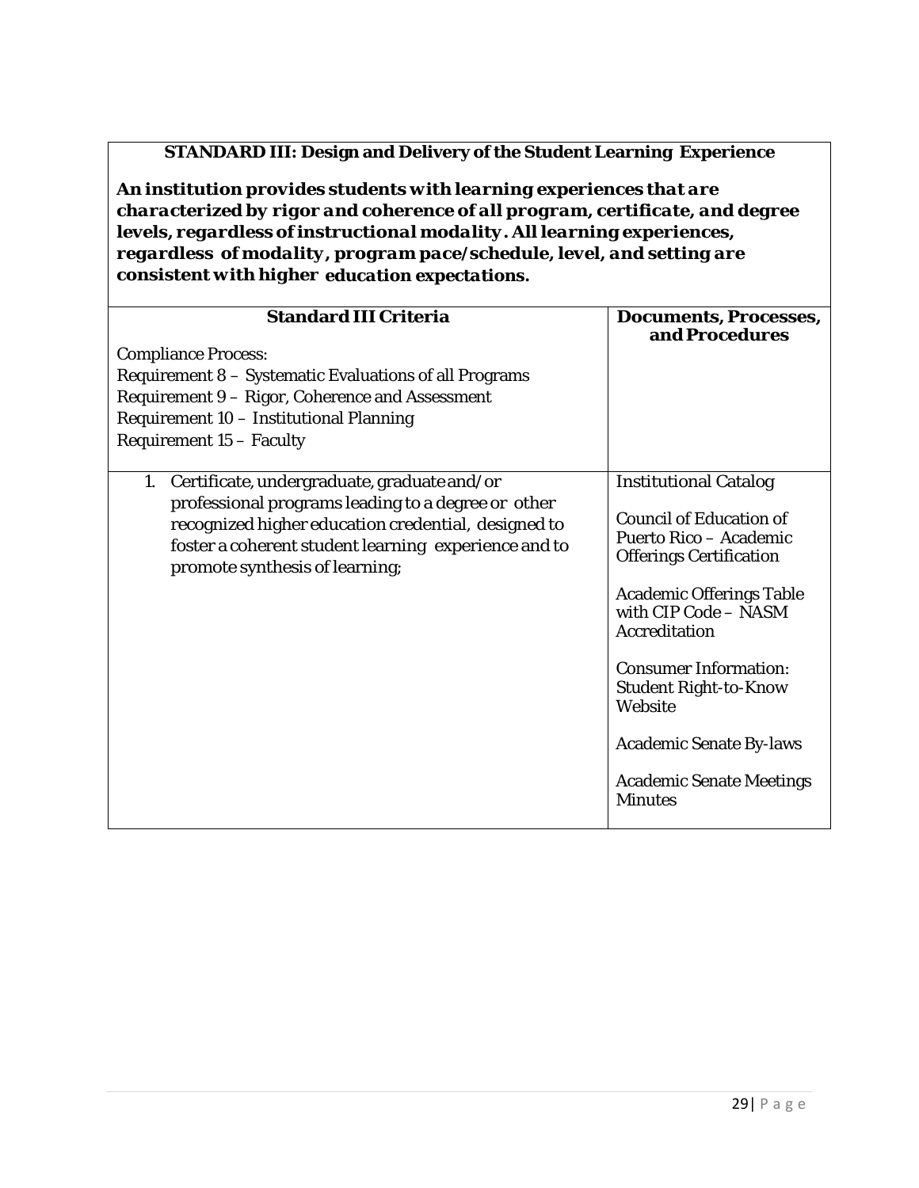**STANDARD III: Design and Delivery of the Student Learning Experience**

***An institution provides students with learning experiences that are characterized by rigor and coherence of all program, certificate, and degree levels, regardless of instructional modality. All learning experiences, regardless of modality, program pace/schedule, level, and setting are consistent with higher education expectations.***

| **Standard III Criteria** | **Documents, Processes, and Procedures** |
|---|---|
| Compliance Process:<br>Requirement 8 – Systematic Evaluations of all Programs<br>Requirement 9 – Rigor, Coherence and Assessment<br>Requirement 10 – Institutional Planning<br>Requirement 15 – Faculty | |
| 1. Certificate, undergraduate, graduate and/or professional programs leading to a degree or other recognized higher education credential, designed to foster a coherent student learning experience and to promote synthesis of learning; | Institutional Catalog<br><br>Council of Education of Puerto Rico – Academic Offerings Certification<br><br>Academic Offerings Table with CIP Code – NASM Accreditation<br><br>Consumer Information: Student Right-to-Know Website<br><br>Academic Senate By-laws<br><br>Academic Senate Meetings Minutes |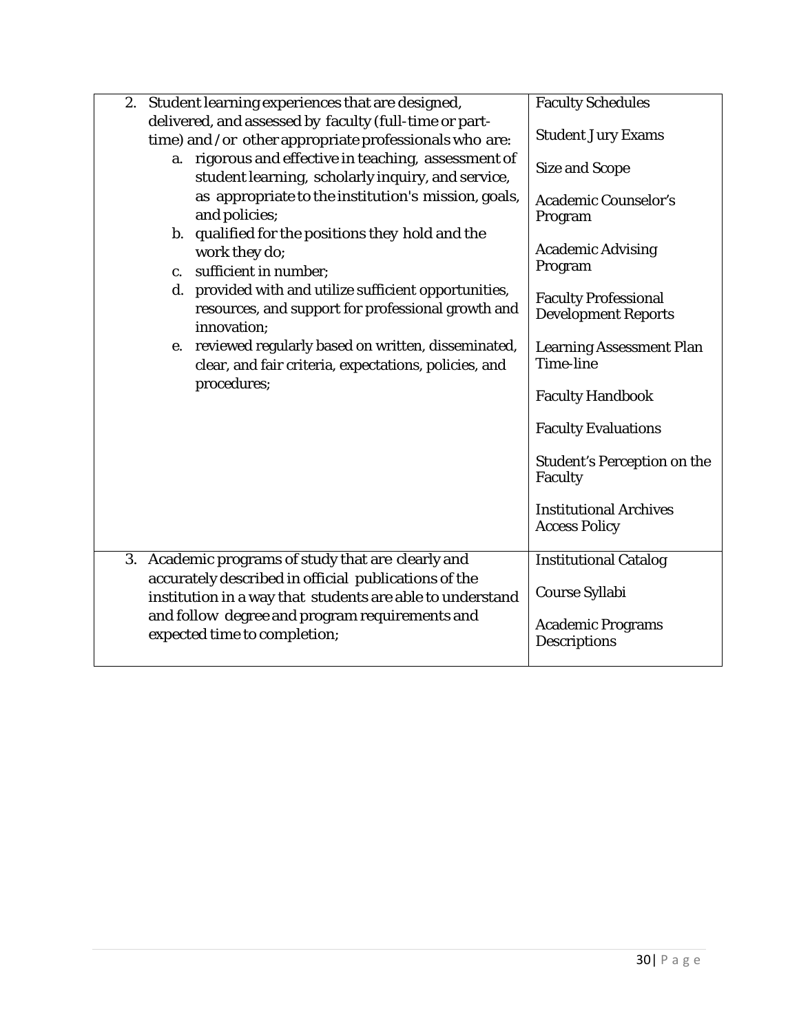| | |
|---|---|
| 2. Student learning experiences that are designed, delivered, and assessed by faculty (full-time or part-time) and /or other appropriate professionals who are:<br>a. rigorous and effective in teaching, assessment of student learning, scholarly inquiry, and service, as appropriate to the institution's mission, goals, and policies;<br>b. qualified for the positions they hold and the work they do;<br>c. sufficient in number;<br>d. provided with and utilize sufficient opportunities, resources, and support for professional growth and innovation;<br>e. reviewed regularly based on written, disseminated, clear, and fair criteria, expectations, policies, and procedures; | Faculty Schedules<br><br>Student Jury Exams<br><br>Size and Scope<br><br>Academic Counselor's Program<br><br>Academic Advising Program<br><br>Faculty Professional Development Reports<br><br>Learning Assessment Plan Time-line<br><br>Faculty Handbook<br><br>Faculty Evaluations<br><br>Student's Perception on the Faculty<br><br>Institutional Archives Access Policy |
| 3. Academic programs of study that are clearly and accurately described in official publications of the institution in a way that students are able to understand and follow degree and program requirements and expected time to completion; | Institutional Catalog<br><br>Course Syllabi<br><br>Academic Programs Descriptions |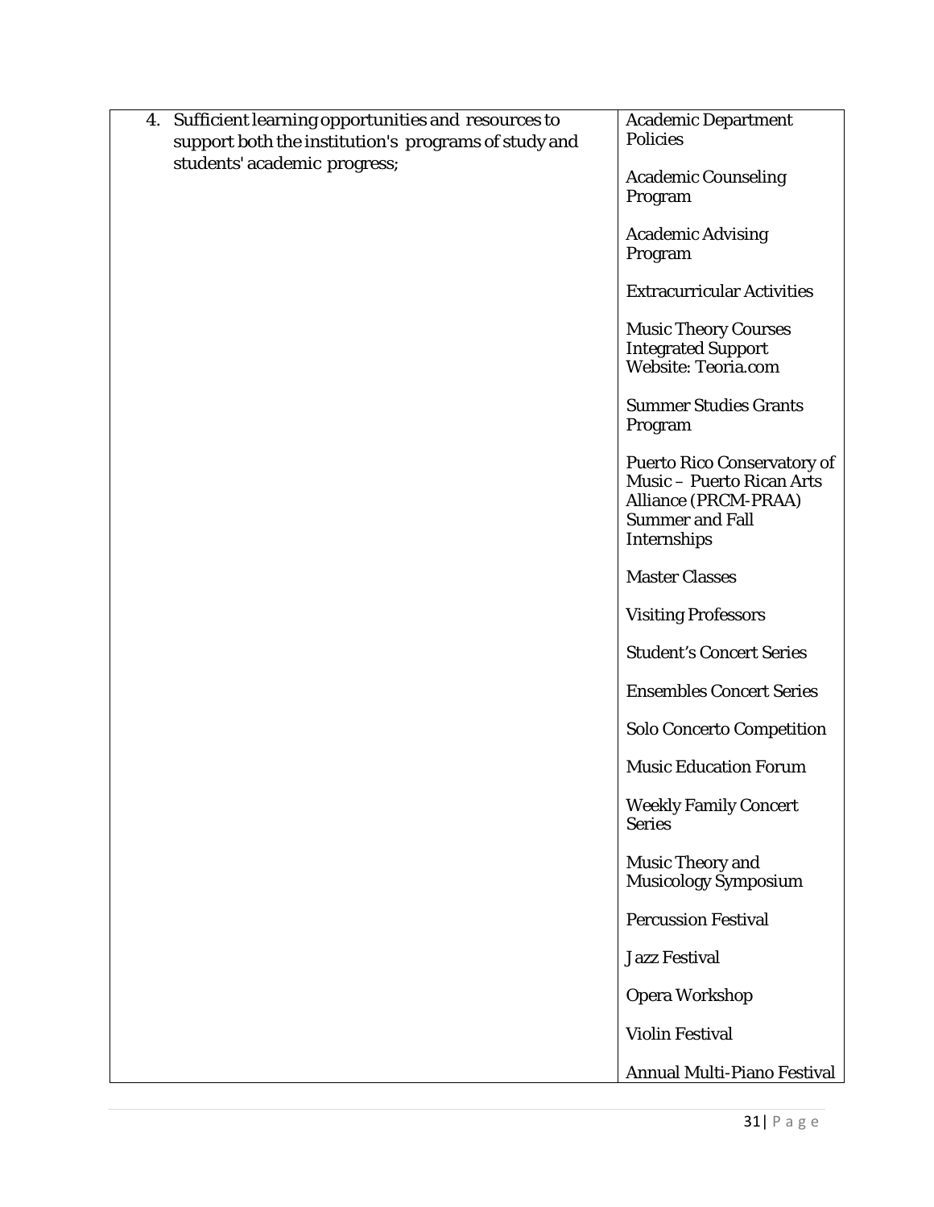| | |
|---|---|
| 4. Sufficient learning opportunities and resources to support both the institution's programs of study and students' academic progress; | Academic Department Policies<br><br>Academic Counseling Program<br><br>Academic Advising Program<br><br>Extracurricular Activities<br><br>Music Theory Courses Integrated Support Website: Teoria.com<br><br>Summer Studies Grants Program<br><br>Puerto Rico Conservatory of Music – Puerto Rican Arts Alliance (PRCM-PRAA) Summer and Fall Internships<br><br>Master Classes<br><br>Visiting Professors<br><br>Student's Concert Series<br><br>Ensembles Concert Series<br><br>Solo Concerto Competition<br><br>Music Education Forum<br><br>Weekly Family Concert Series<br><br>Music Theory and Musicology Symposium<br><br>Percussion Festival<br><br>Jazz Festival<br><br>Opera Workshop<br><br>Violin Festival<br><br>Annual Multi-Piano Festival |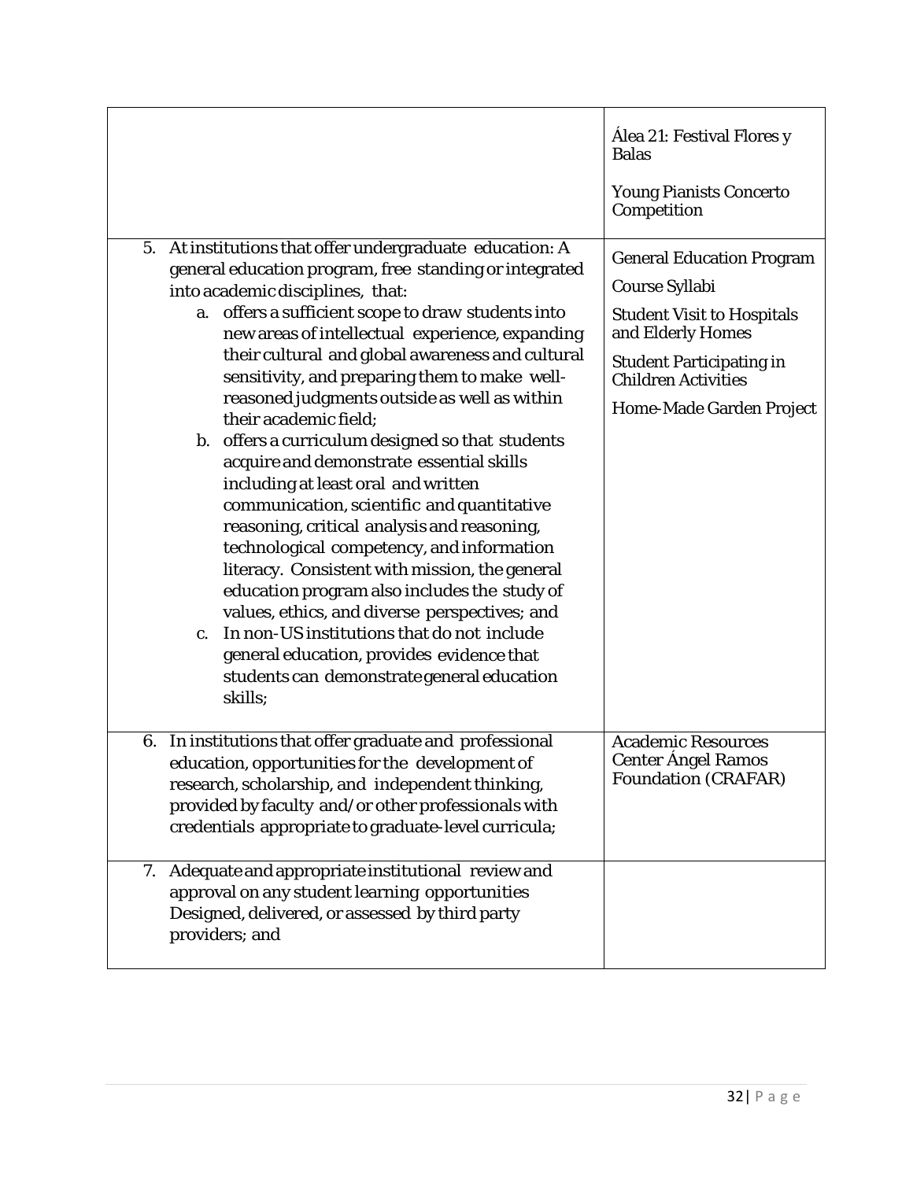| | |
|---|---|
| | Álea 21: Festival Flores y Balas<br><br>Young Pianists Concerto Competition |
| 5. At institutions that offer undergraduate education: A general education program, free standing or integrated into academic disciplines, that:<br>a. offers a sufficient scope to draw students into new areas of intellectual experience, expanding their cultural and global awareness and cultural sensitivity, and preparing them to make well-reasoned judgments outside as well as within their academic field;<br>b. offers a curriculum designed so that students acquire and demonstrate essential skills including at least oral and written communication, scientific and quantitative reasoning, critical analysis and reasoning, technological competency, and information literacy. Consistent with mission, the general education program also includes the study of values, ethics, and diverse perspectives; and<br>c. In non-US institutions that do not include general education, provides evidence that students can demonstrate general education skills; | General Education Program<br><br>Course Syllabi<br><br>Student Visit to Hospitals and Elderly Homes<br><br>Student Participating in Children Activities<br><br>Home-Made Garden Project |
| 6. In institutions that offer graduate and professional education, opportunities for the development of research, scholarship, and independent thinking, provided by faculty and/or other professionals with credentials appropriate to graduate-level curricula; | Academic Resources Center Ángel Ramos Foundation (CRAFAR) |
| 7. Adequate and appropriate institutional review and approval on any student learning opportunities Designed, delivered, or assessed by third party providers; and | |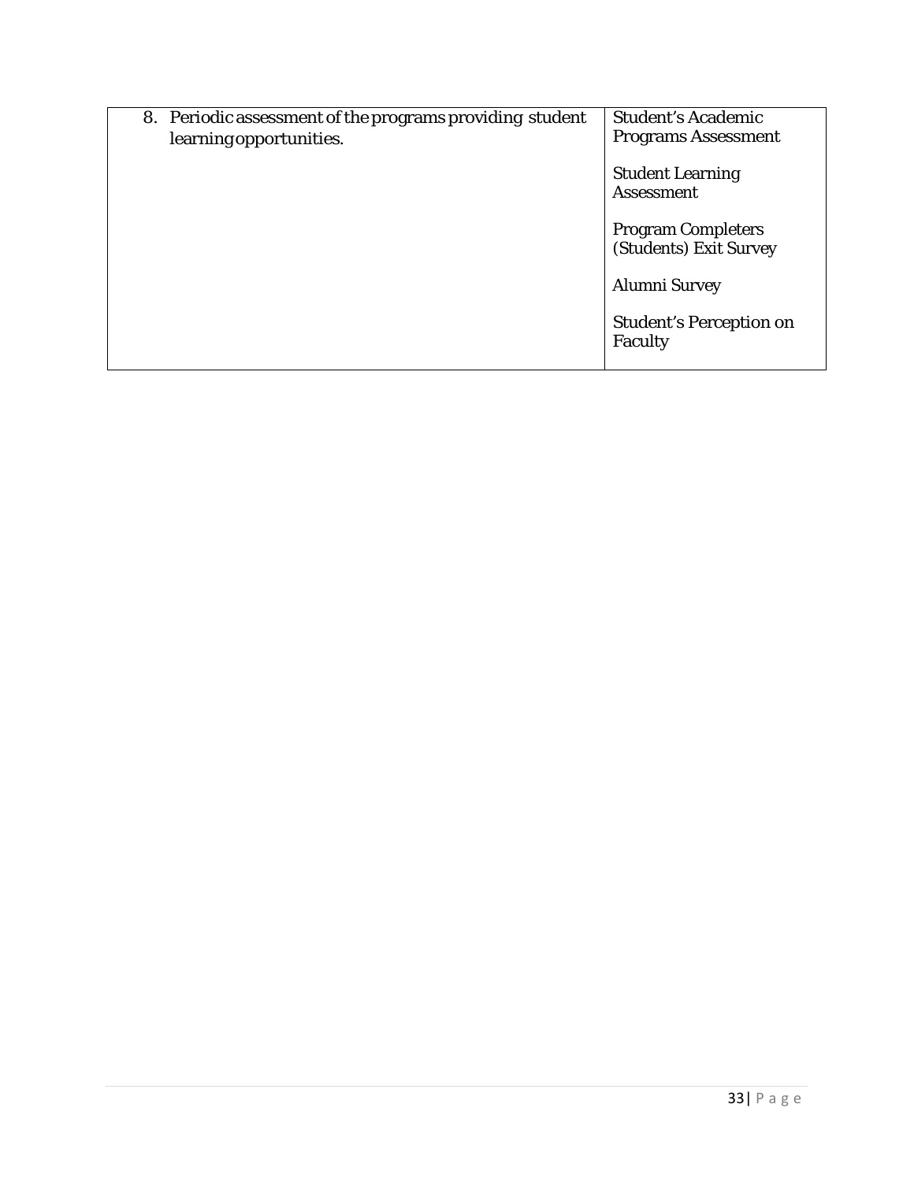| 8. Periodic assessment of the programs providing student learning opportunities. | Student's Academic Programs Assessment<br><br>Student Learning Assessment<br><br>Program Completers (Students) Exit Survey<br><br>Alumni Survey<br><br>Student's Perception on Faculty |
|---|---|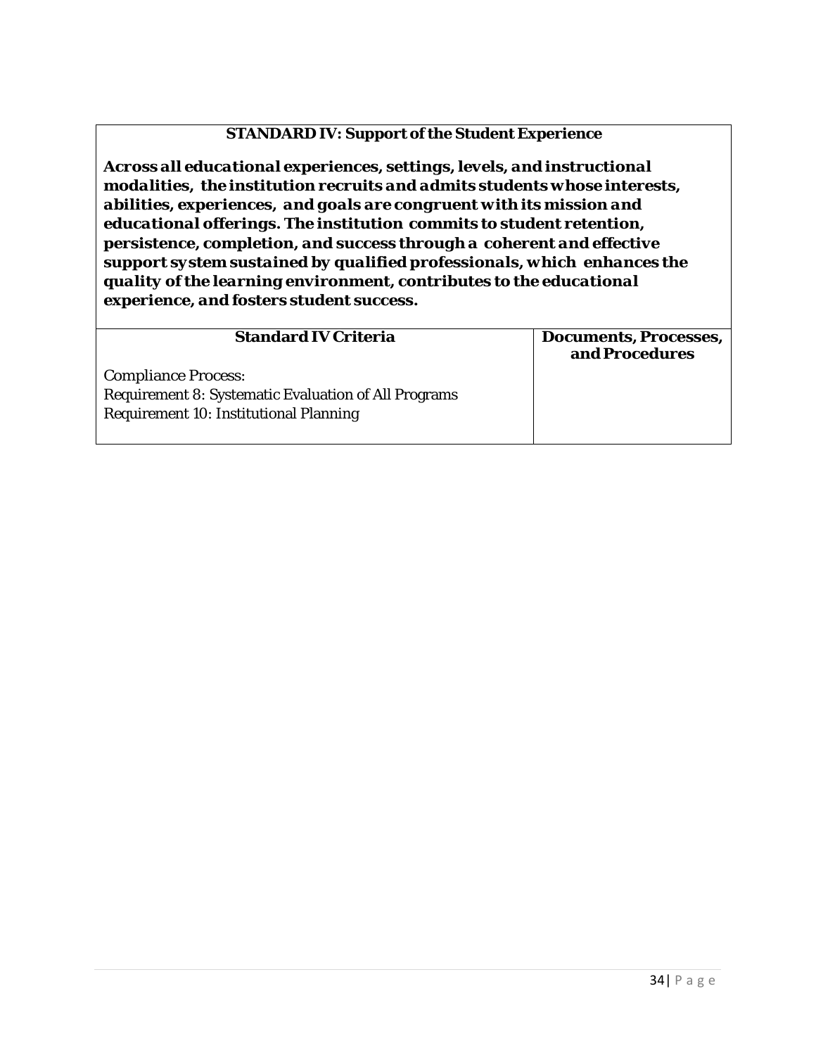| **STANDARD IV: Support of the Student Experience** | |
|---|---|
| ***Across all educational experiences, settings, levels, and instructional modalities, the institution recruits and admits students whose interests, abilities, experiences, and goals are congruent with its mission and educational offerings. The institution commits to student retention, persistence, completion, and success through a coherent and effective support system sustained by qualified professionals, which enhances the quality of the learning environment, contributes to the educational experience, and fosters student success.*** | |
| **Standard IV Criteria** | **Documents, Processes, and Procedures** |
| Compliance Process:<br>Requirement 8: Systematic Evaluation of All Programs<br>Requirement 10: Institutional Planning | |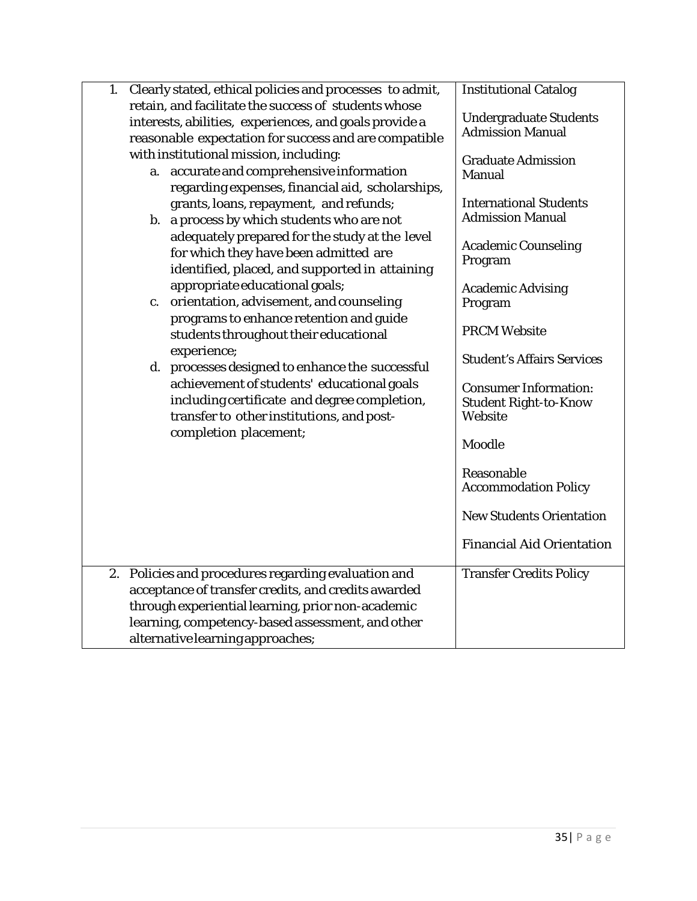| | |
|---|---|
| 1. Clearly stated, ethical policies and processes to admit, retain, and facilitate the success of students whose interests, abilities, experiences, and goals provide a reasonable expectation for success and are compatible with institutional mission, including:<br>a. accurate and comprehensive information regarding expenses, financial aid, scholarships, grants, loans, repayment, and refunds;<br>b. a process by which students who are not adequately prepared for the study at the level for which they have been admitted are identified, placed, and supported in attaining appropriate educational goals;<br>c. orientation, advisement, and counseling programs to enhance retention and guide students throughout their educational experience;<br>d. processes designed to enhance the successful achievement of students' educational goals including certificate and degree completion, transfer to other institutions, and post-completion placement; | Institutional Catalog<br><br>Undergraduate Students Admission Manual<br><br>Graduate Admission Manual<br><br>International Students Admission Manual<br><br>Academic Counseling Program<br><br>Academic Advising Program<br><br>PRCM Website<br><br>Student's Affairs Services<br><br>Consumer Information: Student Right-to-Know Website<br><br>Moodle<br><br>Reasonable Accommodation Policy<br><br>New Students Orientation<br><br>Financial Aid Orientation |
| 2. Policies and procedures regarding evaluation and acceptance of transfer credits, and credits awarded through experiential learning, prior non-academic learning, competency-based assessment, and other alternative learning approaches; | Transfer Credits Policy |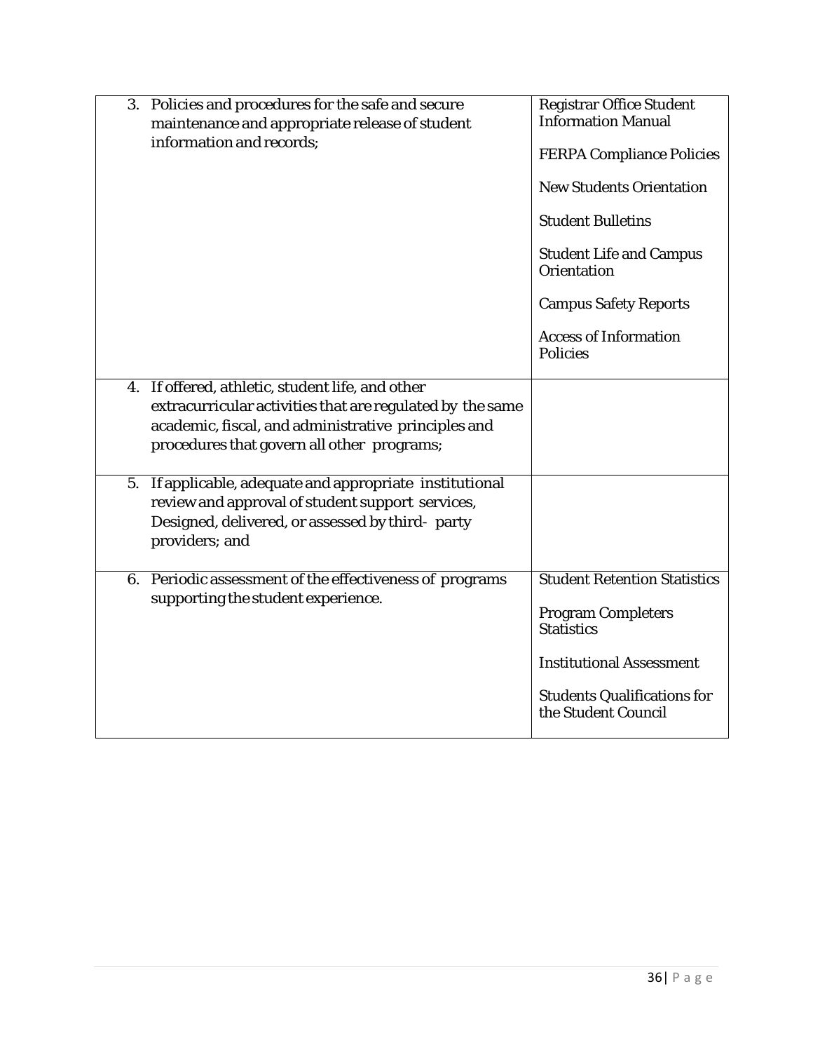| | |
|---|---|
| 3. Policies and procedures for the safe and secure maintenance and appropriate release of student information and records; | Registrar Office Student Information Manual<br><br>FERPA Compliance Policies<br><br>New Students Orientation<br><br>Student Bulletins<br><br>Student Life and Campus Orientation<br><br>Campus Safety Reports<br><br>Access of Information Policies |
| 4. If offered, athletic, student life, and other extracurricular activities that are regulated by the same academic, fiscal, and administrative principles and procedures that govern all other programs; | |
| 5. If applicable, adequate and appropriate institutional review and approval of student support services, Designed, delivered, or assessed by third- party providers; and | |
| 6. Periodic assessment of the effectiveness of programs supporting the student experience. | Student Retention Statistics<br><br>Program Completers Statistics<br><br>Institutional Assessment<br><br>Students Qualifications for the Student Council |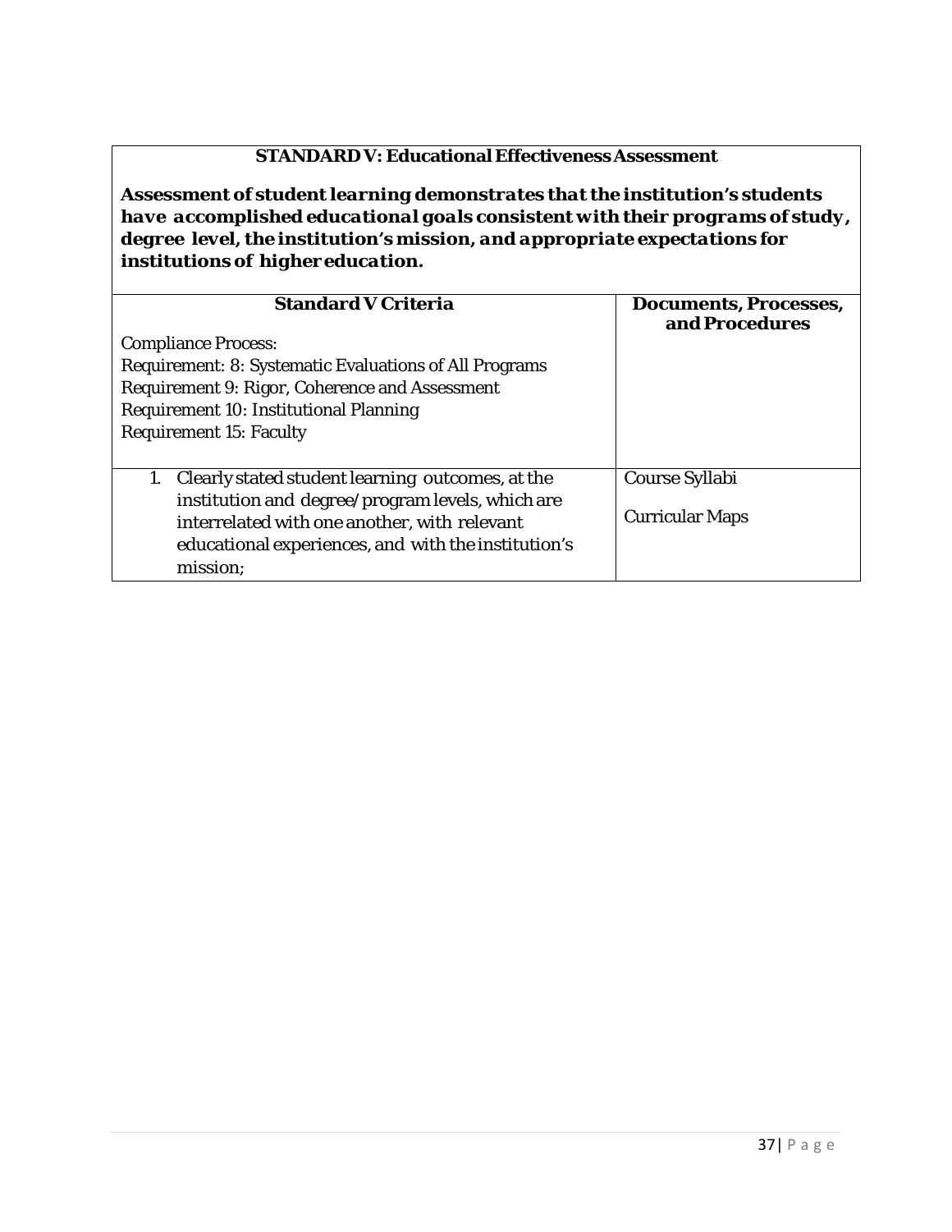| **STANDARD V: Educational Effectiveness Assessment**<br><br>***Assessment of student learning demonstrates that the institution's students have accomplished educational goals consistent with their programs of study, degree level, the institution's mission, and appropriate expectations for institutions of higher education.*** | |
|---|---|
| **Standard V Criteria**<br><br>Compliance Process:<br>Requirement: 8: Systematic Evaluations of All Programs<br>Requirement 9: Rigor, Coherence and Assessment<br>Requirement 10: Institutional Planning<br>Requirement 15: Faculty | **Documents, Processes, and Procedures** |
| 1. Clearly stated student learning outcomes, at the institution and degree/program levels, which are interrelated with one another, with relevant educational experiences, and with the institution's mission; | Course Syllabi<br><br>Curricular Maps |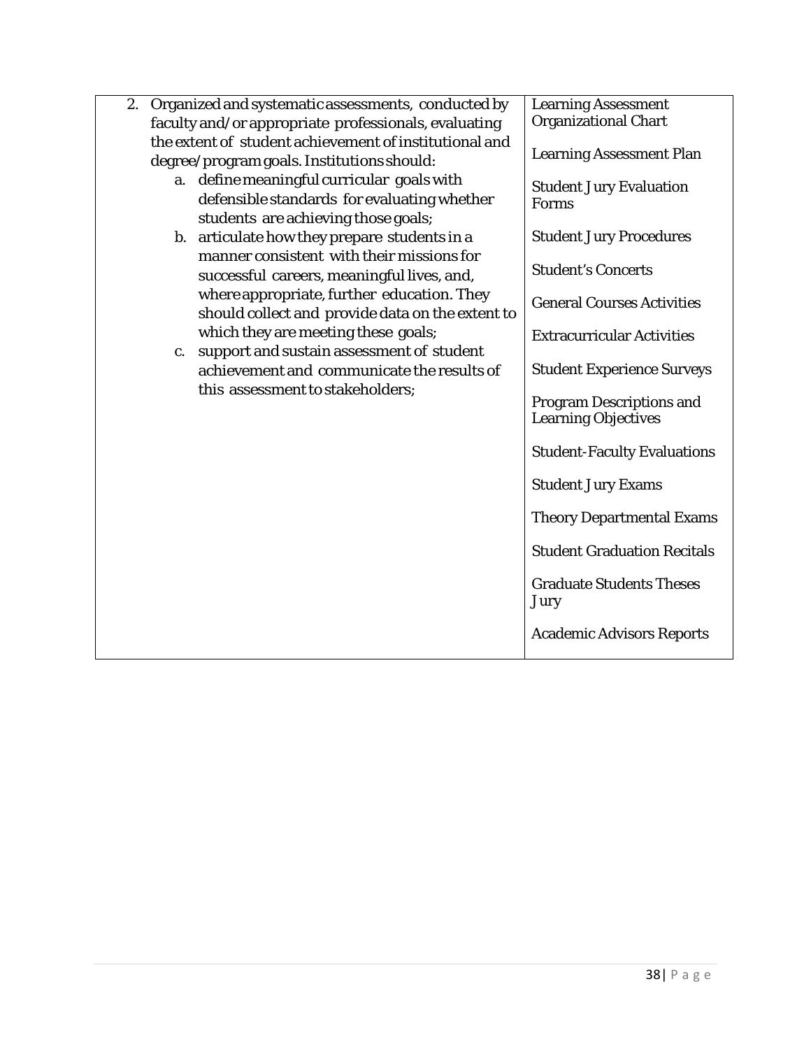| | |
|---|---|
| 2. Organized and systematic assessments, conducted by faculty and/or appropriate professionals, evaluating the extent of student achievement of institutional and degree/program goals. Institutions should:<br>a. define meaningful curricular goals with defensible standards for evaluating whether students are achieving those goals;<br>b. articulate how they prepare students in a manner consistent with their missions for successful careers, meaningful lives, and, where appropriate, further education. They should collect and provide data on the extent to which they are meeting these goals;<br>c. support and sustain assessment of student achievement and communicate the results of this assessment to stakeholders; | Learning Assessment Organizational Chart<br><br>Learning Assessment Plan<br><br>Student Jury Evaluation Forms<br><br>Student Jury Procedures<br><br>Student's Concerts<br><br>General Courses Activities<br><br>Extracurricular Activities<br><br>Student Experience Surveys<br><br>Program Descriptions and Learning Objectives<br><br>Student-Faculty Evaluations<br><br>Student Jury Exams<br><br>Theory Departmental Exams<br><br>Student Graduation Recitals<br><br>Graduate Students Theses Jury<br><br>Academic Advisors Reports |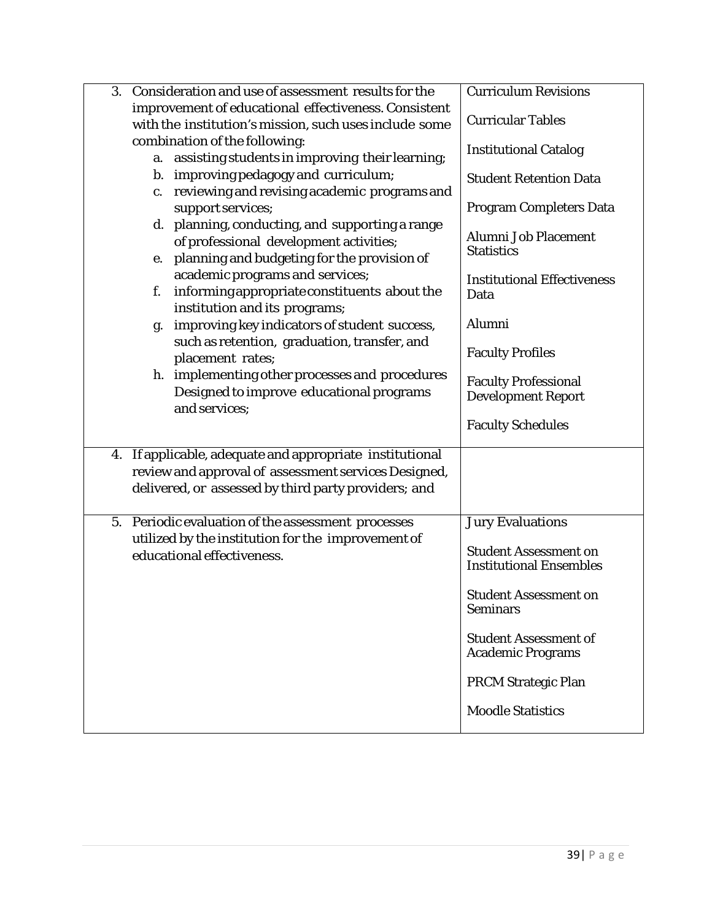| | |
|---|---|
| 3. Consideration and use of assessment results for the improvement of educational effectiveness. Consistent with the institution's mission, such uses include some combination of the following:<br>a. assisting students in improving their learning;<br>b. improving pedagogy and curriculum;<br>c. reviewing and revising academic programs and support services;<br>d. planning, conducting, and supporting a range of professional development activities;<br>e. planning and budgeting for the provision of academic programs and services;<br>f. informing appropriate constituents about the institution and its programs;<br>g. improving key indicators of student success, such as retention, graduation, transfer, and placement rates;<br>h. implementing other processes and procedures Designed to improve educational programs and services; | Curriculum Revisions<br><br>Curricular Tables<br><br>Institutional Catalog<br><br>Student Retention Data<br><br>Program Completers Data<br><br>Alumni Job Placement Statistics<br><br>Institutional Effectiveness Data<br><br>Alumni<br><br>Faculty Profiles<br><br>Faculty Professional Development Report<br><br>Faculty Schedules |
| 4. If applicable, adequate and appropriate institutional review and approval of assessment services Designed, delivered, or assessed by third party providers; and | |
| 5. Periodic evaluation of the assessment processes utilized by the institution for the improvement of educational effectiveness. | Jury Evaluations<br><br>Student Assessment on Institutional Ensembles<br><br>Student Assessment on Seminars<br><br>Student Assessment of Academic Programs<br><br>PRCM Strategic Plan<br><br>Moodle Statistics |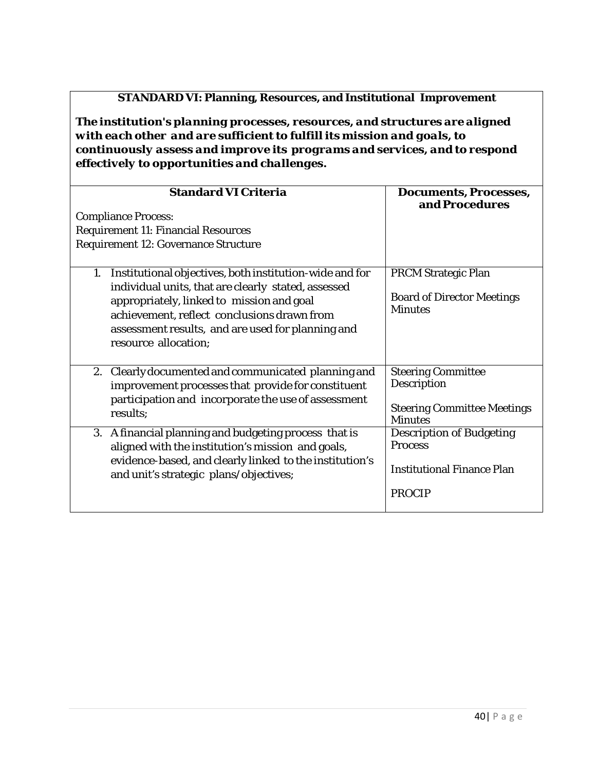**STANDARD VI: Planning, Resources, and Institutional Improvement**

***The institution's planning processes, resources, and structures are aligned with each other and are sufficient to fulfill its mission and goals, to continuously assess and improve its programs and services, and to respond effectively to opportunities and challenges.***

| **Standard VI Criteria**<br><br>Compliance Process:<br>Requirement 11: Financial Resources<br>Requirement 12: Governance Structure | **Documents, Processes, and Procedures** |
|---|---|
| 1. Institutional objectives, both institution-wide and for individual units, that are clearly stated, assessed appropriately, linked to mission and goal achievement, reflect conclusions drawn from assessment results, and are used for planning and resource allocation; | PRCM Strategic Plan<br><br>Board of Director Meetings Minutes |
| 2. Clearly documented and communicated planning and improvement processes that provide for constituent participation and incorporate the use of assessment results; | Steering Committee Description<br><br>Steering Committee Meetings Minutes |
| 3. A financial planning and budgeting process that is aligned with the institution's mission and goals, evidence-based, and clearly linked to the institution's and unit's strategic plans/objectives; | Description of Budgeting Process<br><br>Institutional Finance Plan<br><br>PROCIP |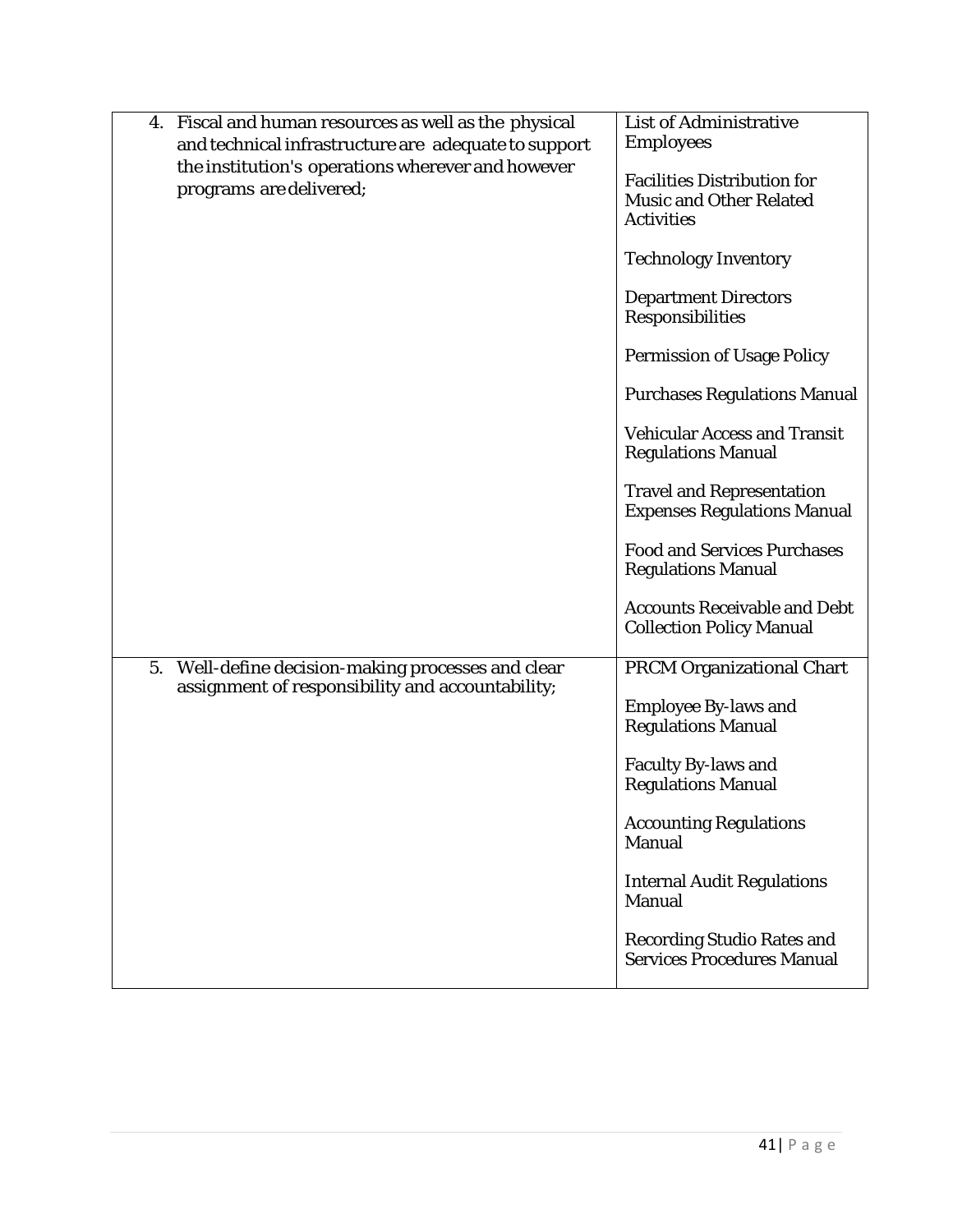| | |
|---|---|
| 4. Fiscal and human resources as well as the physical and technical infrastructure are adequate to support the institution's operations wherever and however programs are delivered; | List of Administrative Employees<br><br>Facilities Distribution for Music and Other Related Activities<br><br>Technology Inventory<br><br>Department Directors Responsibilities<br><br>Permission of Usage Policy<br><br>Purchases Regulations Manual<br><br>Vehicular Access and Transit Regulations Manual<br><br>Travel and Representation Expenses Regulations Manual<br><br>Food and Services Purchases Regulations Manual<br><br>Accounts Receivable and Debt Collection Policy Manual |
| 5. Well-define decision-making processes and clear assignment of responsibility and accountability; | PRCM Organizational Chart<br><br>Employee By-laws and Regulations Manual<br><br>Faculty By-laws and Regulations Manual<br><br>Accounting Regulations Manual<br><br>Internal Audit Regulations Manual<br><br>Recording Studio Rates and Services Procedures Manual |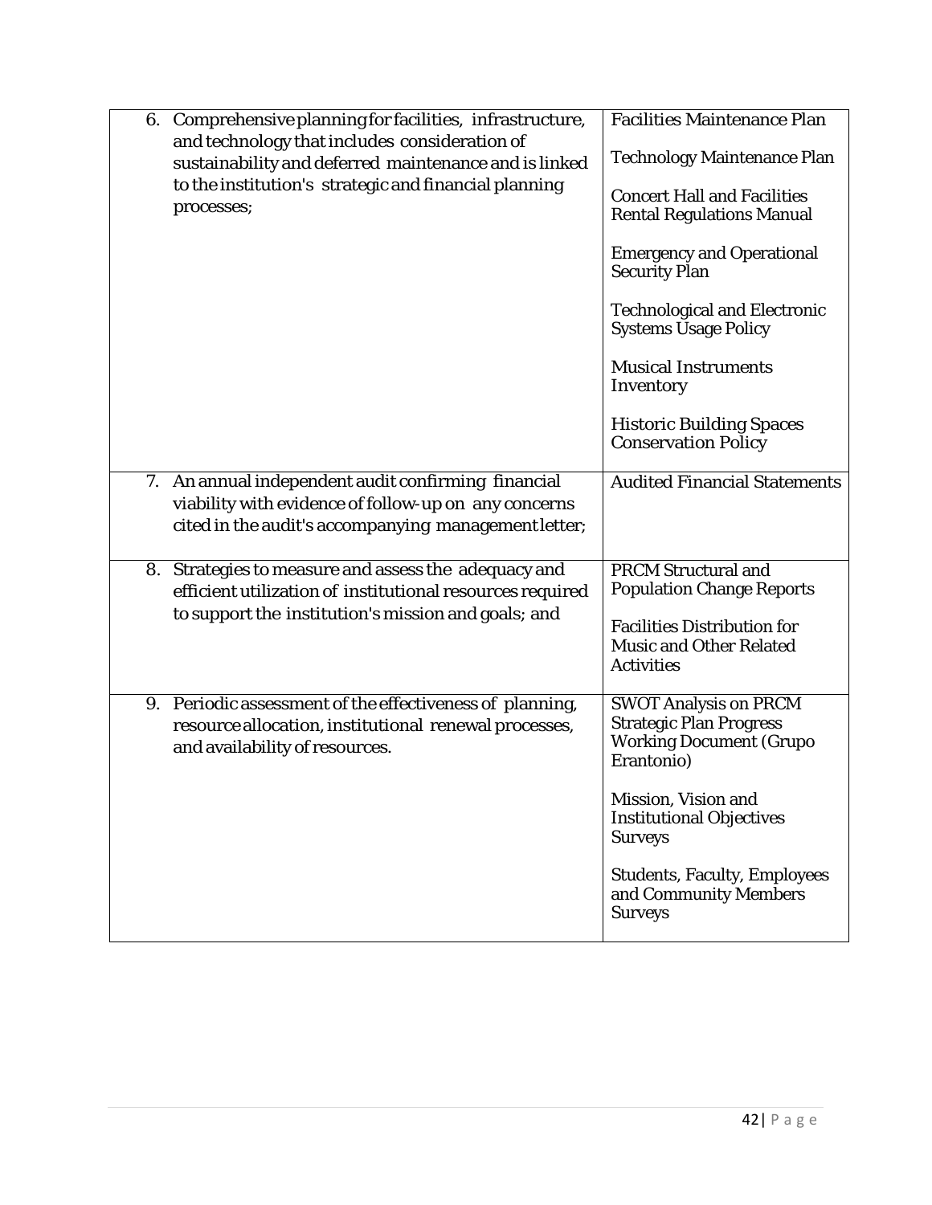| | |
|---|---|
| 6. Comprehensive planning for facilities, infrastructure, and technology that includes consideration of sustainability and deferred maintenance and is linked to the institution's strategic and financial planning processes; | Facilities Maintenance Plan<br><br>Technology Maintenance Plan<br><br>Concert Hall and Facilities Rental Regulations Manual<br><br>Emergency and Operational Security Plan<br><br>Technological and Electronic Systems Usage Policy<br><br>Musical Instruments Inventory<br><br>Historic Building Spaces Conservation Policy |
| 7. An annual independent audit confirming financial viability with evidence of follow-up on any concerns cited in the audit's accompanying management letter; | Audited Financial Statements |
| 8. Strategies to measure and assess the adequacy and efficient utilization of institutional resources required to support the institution's mission and goals; and | PRCM Structural and Population Change Reports<br><br>Facilities Distribution for Music and Other Related Activities |
| 9. Periodic assessment of the effectiveness of planning, resource allocation, institutional renewal processes, and availability of resources. | SWOT Analysis on PRCM Strategic Plan Progress Working Document (Grupo Erantonio)<br><br>Mission, Vision and Institutional Objectives Surveys<br><br>Students, Faculty, Employees and Community Members Surveys |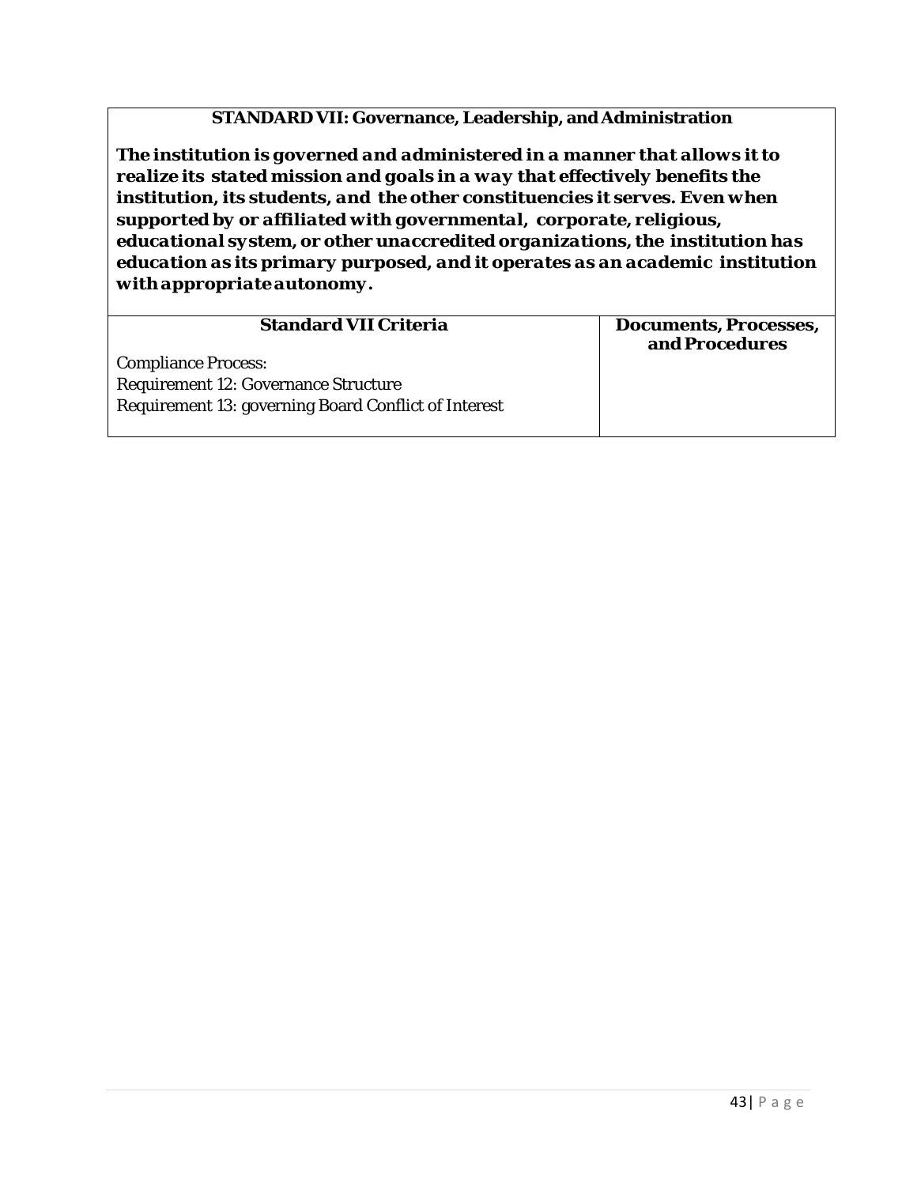| **STANDARD VII: Governance, Leadership, and Administration** |
|---|
| ***The institution is governed and administered in a manner that allows it to realize its stated mission and goals in a way that effectively benefits the institution, its students, and the other constituencies it serves. Even when supported by or affiliated with governmental, corporate, religious, educational system, or other unaccredited organizations, the institution has education as its primary purposed, and it operates as an academic institution with appropriate autonomy.*** |

| **Standard VII Criteria** | **Documents, Processes, and Procedures** |
|---|---|
| Compliance Process:<br>Requirement 12: Governance Structure<br>Requirement 13: governing Board Conflict of Interest | |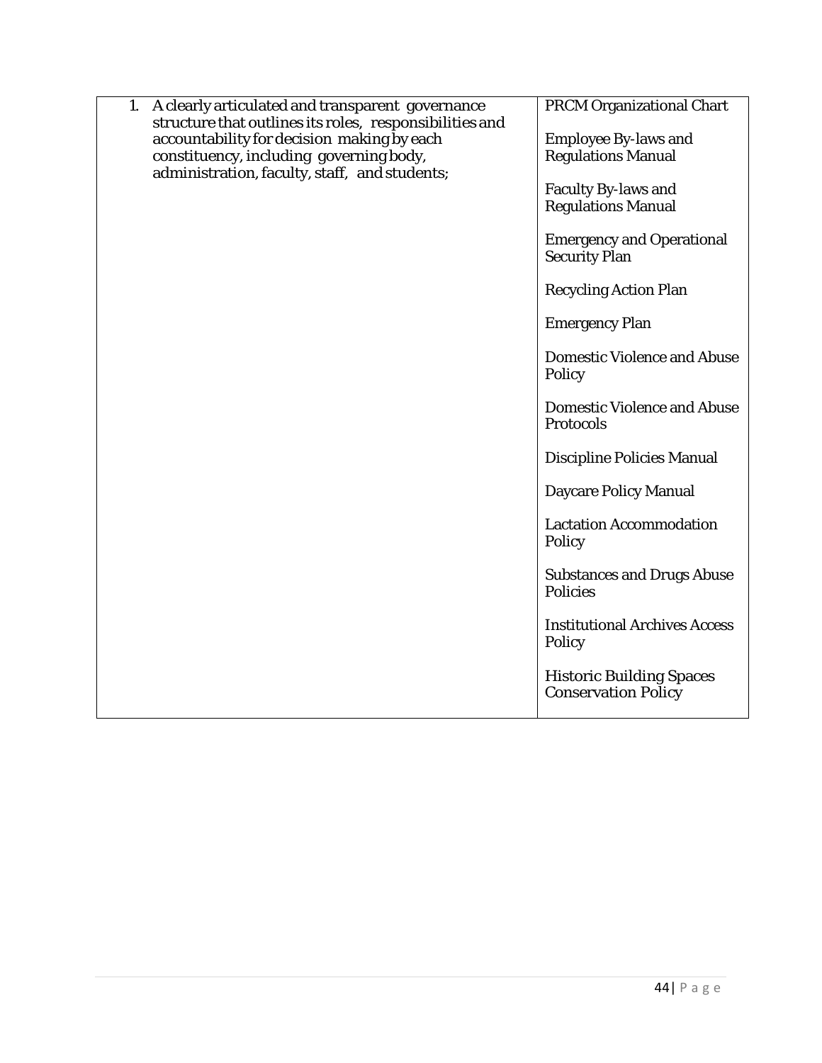| | |
|---|---|
| 1. A clearly articulated and transparent governance structure that outlines its roles, responsibilities and accountability for decision making by each constituency, including governing body, administration, faculty, staff, and students; | PRCM Organizational Chart<br><br>Employee By-laws and Regulations Manual<br><br>Faculty By-laws and Regulations Manual<br><br>Emergency and Operational Security Plan<br><br>Recycling Action Plan<br><br>Emergency Plan<br><br>Domestic Violence and Abuse Policy<br><br>Domestic Violence and Abuse Protocols<br><br>Discipline Policies Manual<br><br>Daycare Policy Manual<br><br>Lactation Accommodation Policy<br><br>Substances and Drugs Abuse Policies<br><br>Institutional Archives Access Policy<br><br>Historic Building Spaces Conservation Policy |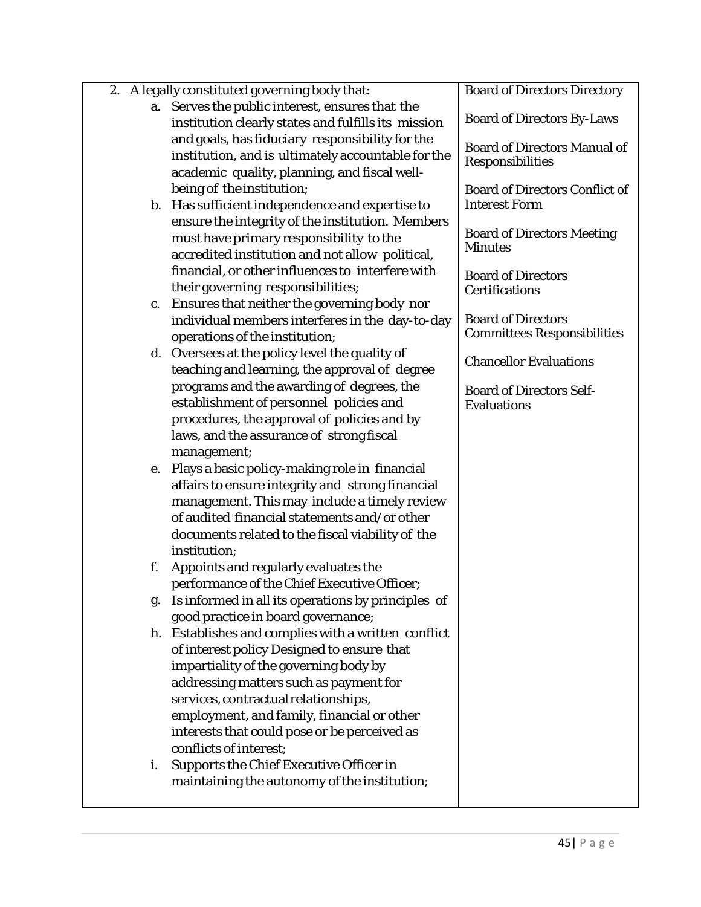| 2. A legally constituted governing body that:<br>a. Serves the public interest, ensures that the institution clearly states and fulfills its mission and goals, has fiduciary responsibility for the institution, and is ultimately accountable for the academic quality, planning, and fiscal well-being of the institution;<br>b. Has sufficient independence and expertise to ensure the integrity of the institution. Members must have primary responsibility to the accredited institution and not allow political, financial, or other influences to interfere with their governing responsibilities;<br>c. Ensures that neither the governing body nor individual members interferes in the day-to-day operations of the institution;<br>d. Oversees at the policy level the quality of teaching and learning, the approval of degree programs and the awarding of degrees, the establishment of personnel policies and procedures, the approval of policies and by laws, and the assurance of strong fiscal management;<br>e. Plays a basic policy-making role in financial affairs to ensure integrity and strong financial management. This may include a timely review of audited financial statements and/or other documents related to the fiscal viability of the institution;<br>f. Appoints and regularly evaluates the performance of the Chief Executive Officer;<br>g. Is informed in all its operations by principles of good practice in board governance;<br>h. Establishes and complies with a written conflict of interest policy Designed to ensure that impartiality of the governing body by addressing matters such as payment for services, contractual relationships, employment, and family, financial or other interests that could pose or be perceived as conflicts of interest;<br>i. Supports the Chief Executive Officer in maintaining the autonomy of the institution; | Board of Directors Directory<br><br>Board of Directors By-Laws<br><br>Board of Directors Manual of Responsibilities<br><br>Board of Directors Conflict of Interest Form<br><br>Board of Directors Meeting Minutes<br><br>Board of Directors Certifications<br><br>Board of Directors Committees Responsibilities<br><br>Chancellor Evaluations<br><br>Board of Directors Self-Evaluations |
|---|---|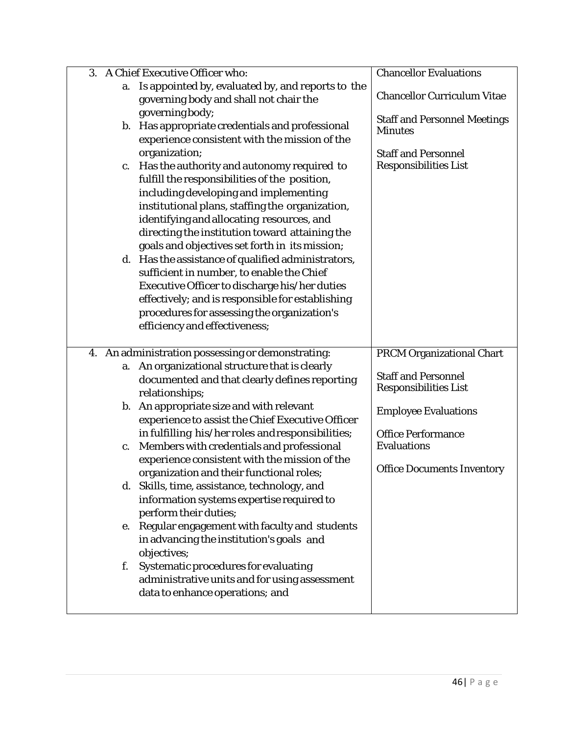| | |
|---|---|
| 3. A Chief Executive Officer who:<br>a. Is appointed by, evaluated by, and reports to the governing body and shall not chair the governing body;<br>b. Has appropriate credentials and professional experience consistent with the mission of the organization;<br>c. Has the authority and autonomy required to fulfill the responsibilities of the position, including developing and implementing institutional plans, staffing the organization, identifying and allocating resources, and directing the institution toward attaining the goals and objectives set forth in its mission;<br>d. Has the assistance of qualified administrators, sufficient in number, to enable the Chief Executive Officer to discharge his/her duties effectively; and is responsible for establishing procedures for assessing the organization's efficiency and effectiveness; | Chancellor Evaluations<br><br>Chancellor Curriculum Vitae<br><br>Staff and Personnel Meetings Minutes<br><br>Staff and Personnel Responsibilities List |
| 4. An administration possessing or demonstrating:<br>a. An organizational structure that is clearly documented and that clearly defines reporting relationships;<br>b. An appropriate size and with relevant experience to assist the Chief Executive Officer in fulfilling his/her roles and responsibilities;<br>c. Members with credentials and professional experience consistent with the mission of the organization and their functional roles;<br>d. Skills, time, assistance, technology, and information systems expertise required to perform their duties;<br>e. Regular engagement with faculty and students in advancing the institution's goals and objectives;<br>f. Systematic procedures for evaluating administrative units and for using assessment data to enhance operations; and | PRCM Organizational Chart<br><br>Staff and Personnel Responsibilities List<br><br>Employee Evaluations<br><br>Office Performance Evaluations<br><br>Office Documents Inventory |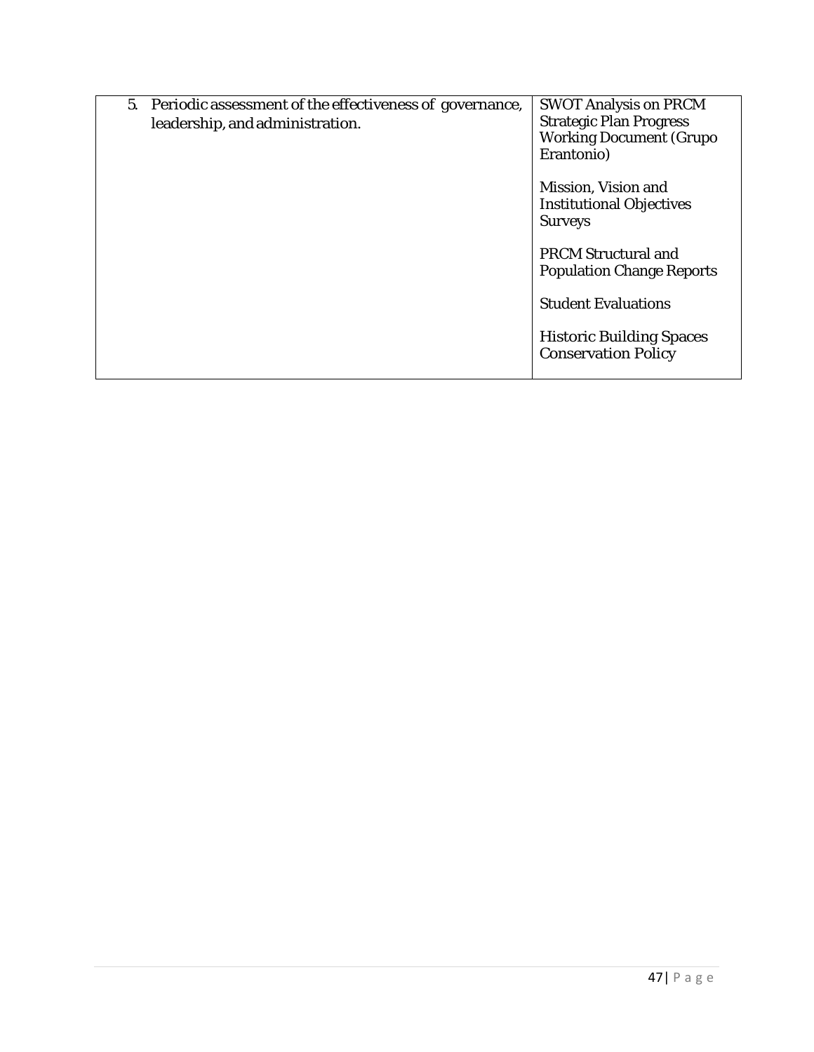| | |
|---|---|
| 5. Periodic assessment of the effectiveness of governance, leadership, and administration. | SWOT Analysis on PRCM Strategic Plan Progress Working Document (Grupo Erantonio)<br><br>Mission, Vision and Institutional Objectives Surveys<br><br>PRCM Structural and Population Change Reports<br><br>Student Evaluations<br><br>Historic Building Spaces Conservation Policy |